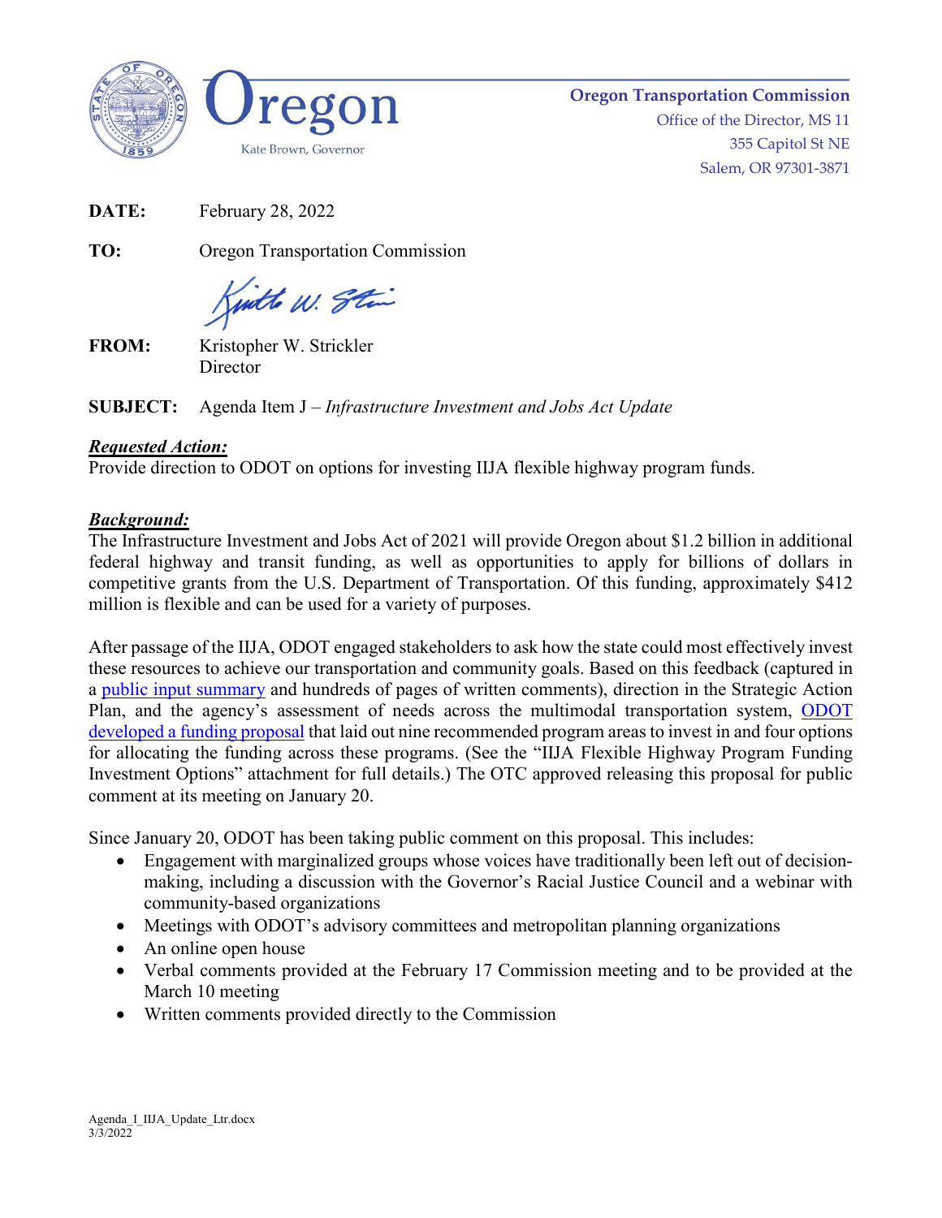Oregon

Kate Brown, Governor

**Oregon Transportation Commission**
Office of the Director, MS 11
355 Capitol St NE
Salem, OR 97301-3871

**DATE:** February 28, 2022

**TO:** Oregon Transportation Commission

**FROM:** Kristopher W. Strickler
Director

**SUBJECT:** Agenda Item J – *Infrastructure Investment and Jobs Act Update*

***Requested Action:***

Provide direction to ODOT on options for investing IIJA flexible highway program funds.

***Background:***

The Infrastructure Investment and Jobs Act of 2021 will provide Oregon about $1.2 billion in additional federal highway and transit funding, as well as opportunities to apply for billions of dollars in competitive grants from the U.S. Department of Transportation. Of this funding, approximately $412 million is flexible and can be used for a variety of purposes.

After passage of the IIJA, ODOT engaged stakeholders to ask how the state could most effectively invest these resources to achieve our transportation and community goals. Based on this feedback (captured in a public input summary and hundreds of pages of written comments), direction in the Strategic Action Plan, and the agency's assessment of needs across the multimodal transportation system, ODOT developed a funding proposal that laid out nine recommended program areas to invest in and four options for allocating the funding across these programs. (See the "IIJA Flexible Highway Program Funding Investment Options" attachment for full details.) The OTC approved releasing this proposal for public comment at its meeting on January 20.

Since January 20, ODOT has been taking public comment on this proposal. This includes:

- Engagement with marginalized groups whose voices have traditionally been left out of decision-making, including a discussion with the Governor's Racial Justice Council and a webinar with community-based organizations
- Meetings with ODOT's advisory committees and metropolitan planning organizations
- An online open house
- Verbal comments provided at the February 17 Commission meeting and to be provided at the March 10 meeting
- Written comments provided directly to the Commission

Agenda_I_IIJA_Update_Ltr.docx
3/3/2022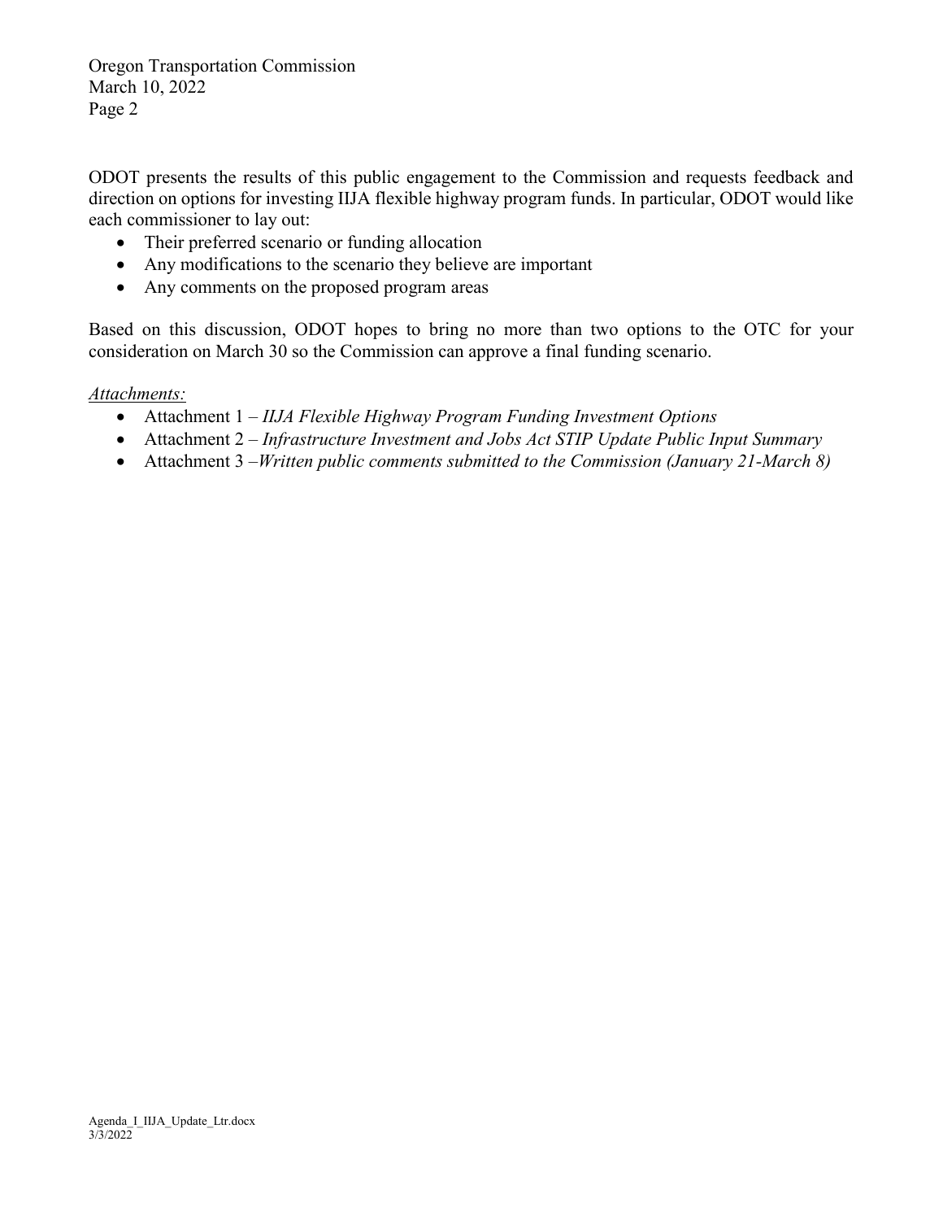ODOT presents the results of this public engagement to the Commission and requests feedback and direction on options for investing IIJA flexible highway program funds. In particular, ODOT would like each commissioner to lay out:

- Their preferred scenario or funding allocation
- Any modifications to the scenario they believe are important
- Any comments on the proposed program areas

Based on this discussion, ODOT hopes to bring no more than two options to the OTC for your consideration on March 30 so the Commission can approve a final funding scenario.

*Attachments:*

- Attachment 1 – *IIJA Flexible Highway Program Funding Investment Options*
- Attachment 2 – *Infrastructure Investment and Jobs Act STIP Update Public Input Summary*
- Attachment 3 –*Written public comments submitted to the Commission (January 21-March 8)*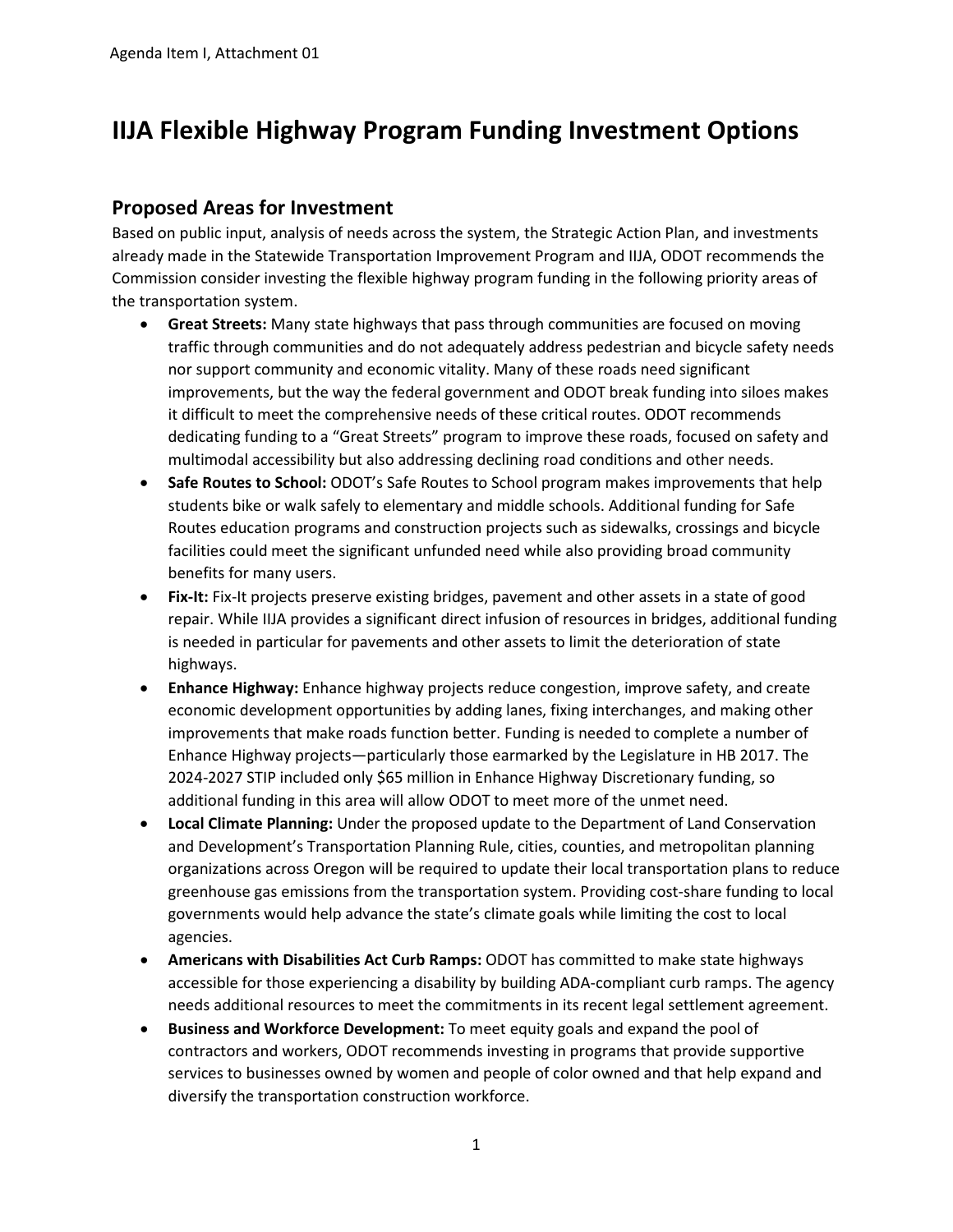# IIJA Flexible Highway Program Funding Investment Options

## Proposed Areas for Investment

Based on public input, analysis of needs across the system, the Strategic Action Plan, and investments already made in the Statewide Transportation Improvement Program and IIJA, ODOT recommends the Commission consider investing the flexible highway program funding in the following priority areas of the transportation system.

- **Great Streets:** Many state highways that pass through communities are focused on moving traffic through communities and do not adequately address pedestrian and bicycle safety needs nor support community and economic vitality. Many of these roads need significant improvements, but the way the federal government and ODOT break funding into siloes makes it difficult to meet the comprehensive needs of these critical routes. ODOT recommends dedicating funding to a "Great Streets" program to improve these roads, focused on safety and multimodal accessibility but also addressing declining road conditions and other needs.
- **Safe Routes to School:** ODOT's Safe Routes to School program makes improvements that help students bike or walk safely to elementary and middle schools. Additional funding for Safe Routes education programs and construction projects such as sidewalks, crossings and bicycle facilities could meet the significant unfunded need while also providing broad community benefits for many users.
- **Fix-It:** Fix-It projects preserve existing bridges, pavement and other assets in a state of good repair. While IIJA provides a significant direct infusion of resources in bridges, additional funding is needed in particular for pavements and other assets to limit the deterioration of state highways.
- **Enhance Highway:** Enhance highway projects reduce congestion, improve safety, and create economic development opportunities by adding lanes, fixing interchanges, and making other improvements that make roads function better. Funding is needed to complete a number of Enhance Highway projects—particularly those earmarked by the Legislature in HB 2017. The 2024-2027 STIP included only $65 million in Enhance Highway Discretionary funding, so additional funding in this area will allow ODOT to meet more of the unmet need.
- **Local Climate Planning:** Under the proposed update to the Department of Land Conservation and Development's Transportation Planning Rule, cities, counties, and metropolitan planning organizations across Oregon will be required to update their local transportation plans to reduce greenhouse gas emissions from the transportation system. Providing cost-share funding to local governments would help advance the state's climate goals while limiting the cost to local agencies.
- **Americans with Disabilities Act Curb Ramps:** ODOT has committed to make state highways accessible for those experiencing a disability by building ADA-compliant curb ramps. The agency needs additional resources to meet the commitments in its recent legal settlement agreement.
- **Business and Workforce Development:** To meet equity goals and expand the pool of contractors and workers, ODOT recommends investing in programs that provide supportive services to businesses owned by women and people of color owned and that help expand and diversify the transportation construction workforce.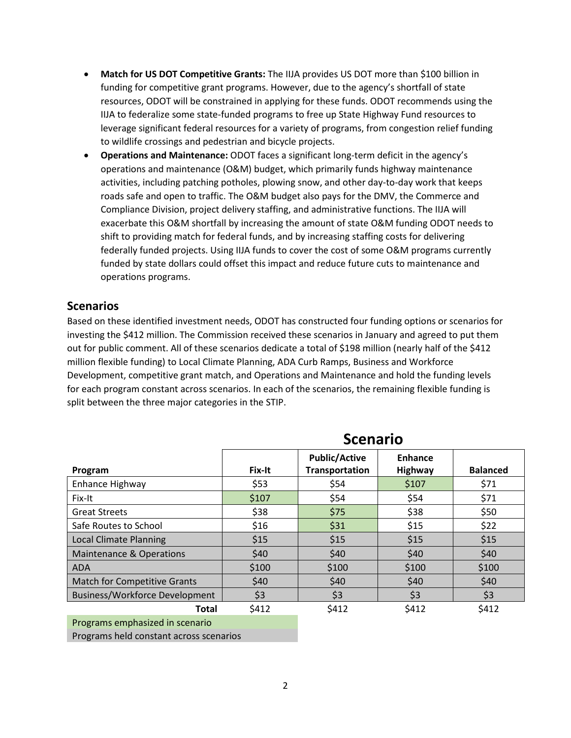- **Match for US DOT Competitive Grants:** The IIJA provides US DOT more than $100 billion in funding for competitive grant programs. However, due to the agency's shortfall of state resources, ODOT will be constrained in applying for these funds. ODOT recommends using the IIJA to federalize some state-funded programs to free up State Highway Fund resources to leverage significant federal resources for a variety of programs, from congestion relief funding to wildlife crossings and pedestrian and bicycle projects.
- **Operations and Maintenance:** ODOT faces a significant long-term deficit in the agency's operations and maintenance (O&M) budget, which primarily funds highway maintenance activities, including patching potholes, plowing snow, and other day-to-day work that keeps roads safe and open to traffic. The O&M budget also pays for the DMV, the Commerce and Compliance Division, project delivery staffing, and administrative functions. The IIJA will exacerbate this O&M shortfall by increasing the amount of state O&M funding ODOT needs to shift to providing match for federal funds, and by increasing staffing costs for delivering federally funded projects. Using IIJA funds to cover the cost of some O&M programs currently funded by state dollars could offset this impact and reduce future cuts to maintenance and operations programs.

## Scenarios

Based on these identified investment needs, ODOT has constructed four funding options or scenarios for investing the $412 million. The Commission received these scenarios in January and agreed to put them out for public comment. All of these scenarios dedicate a total of $198 million (nearly half of the $412 million flexible funding) to Local Climate Planning, ADA Curb Ramps, Business and Workforce Development, competitive grant match, and Operations and Maintenance and hold the funding levels for each program constant across scenarios. In each of the scenarios, the remaining flexible funding is split between the three major categories in the STIP.

| | Scenario | | | |
|---|---|---|---|---|
| **Program** | **Fix-It** | **Public/Active Transportation** | **Enhance Highway** | **Balanced** |
| Enhance Highway | $53 | $54 | $107 | $71 |
| Fix-It | $107 | $54 | $54 | $71 |
| Great Streets | $38 | $75 | $38 | $50 |
| Safe Routes to School | $16 | $31 | $15 | $22 |
| Local Climate Planning | $15 | $15 | $15 | $15 |
| Maintenance & Operations | $40 | $40 | $40 | $40 |
| ADA | $100 | $100 | $100 | $100 |
| Match for Competitive Grants | $40 | $40 | $40 | $40 |
| Business/Workforce Development | $3 | $3 | $3 | $3 |
| **Total** | $412 | $412 | $412 | $412 |

Programs emphasized in scenario

Programs held constant across scenarios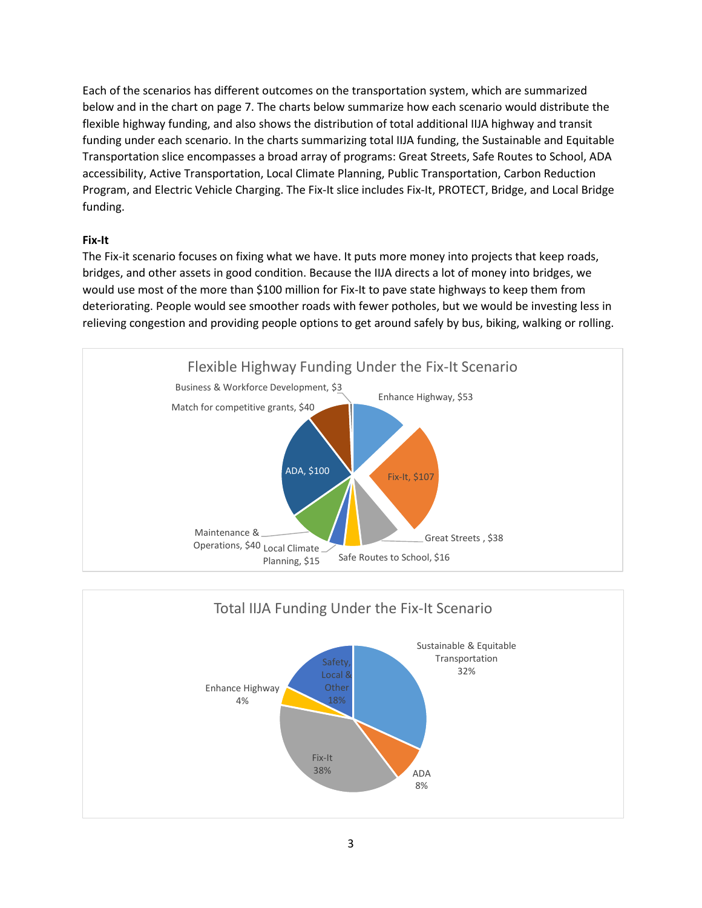Each of the scenarios has different outcomes on the transportation system, which are summarized below and in the chart on page 7. The charts below summarize how each scenario would distribute the flexible highway funding, and also shows the distribution of total additional IIJA highway and transit funding under each scenario. In the charts summarizing total IIJA funding, the Sustainable and Equitable Transportation slice encompasses a broad array of programs: Great Streets, Safe Routes to School, ADA accessibility, Active Transportation, Local Climate Planning, Public Transportation, Carbon Reduction Program, and Electric Vehicle Charging. The Fix-It slice includes Fix-It, PROTECT, Bridge, and Local Bridge funding.

**Fix-It**

The Fix-it scenario focuses on fixing what we have. It puts more money into projects that keep roads, bridges, and other assets in good condition. Because the IIJA directs a lot of money into bridges, we would use most of the more than $100 million for Fix-It to pave state highways to keep them from deteriorating. People would see smoother roads with fewer potholes, but we would be investing less in relieving congestion and providing people options to get around safely by bus, biking, walking or rolling.

**Flexible Highway Funding Under the Fix-It Scenario**

| Category | Amount |
|---|---|
| Enhance Highway | $53 |
| Fix-It | $107 |
| Great Streets | $38 |
| Safe Routes to School | $16 |
| Local Climate Planning | $15 |
| Maintenance & Operations | $40 |
| ADA | $100 |
| Match for competitive grants | $40 |
| Business & Workforce Development | $3 |

**Total IIJA Funding Under the Fix-It Scenario**

| Category | Share |
|---|---|
| Sustainable & Equitable Transportation | 32% |
| ADA | 8% |
| Fix-It | 38% |
| Enhance Highway | 4% |
| Safety, Local & Other | 18% |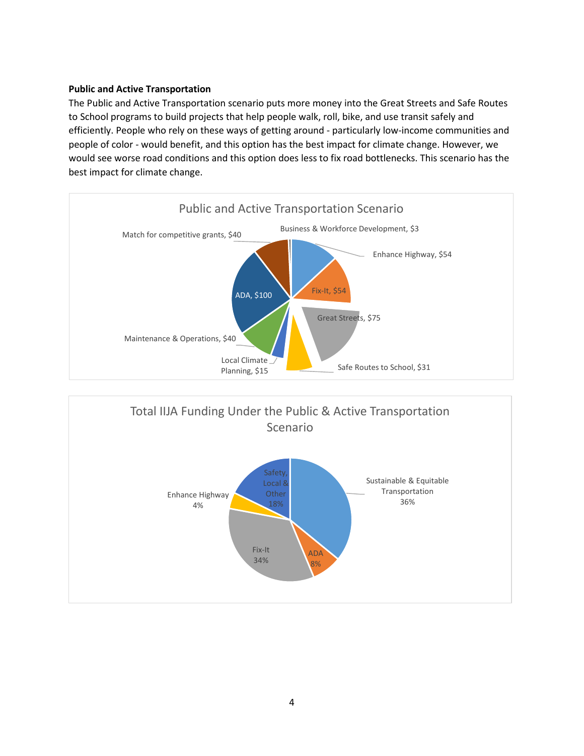**Public and Active Transportation**

The Public and Active Transportation scenario puts more money into the Great Streets and Safe Routes to School programs to build projects that help people walk, roll, bike, and use transit safely and efficiently. People who rely on these ways of getting around - particularly low-income communities and people of color - would benefit, and this option has the best impact for climate change. However, we would see worse road conditions and this option does less to fix road bottlenecks. This scenario has the best impact for climate change.

**Public and Active Transportation Scenario**

| Category | Amount |
|---|---|
| Business & Workforce Development | $3 |
| Enhance Highway | $54 |
| Fix-It | $54 |
| Great Streets | $75 |
| Safe Routes to School | $31 |
| Local Climate Planning | $15 |
| Maintenance & Operations | $40 |
| ADA | $100 |
| Match for competitive grants | $40 |

**Total IIJA Funding Under the Public & Active Transportation Scenario**

| Category | Share |
|---|---|
| Sustainable & Equitable Transportation | 36% |
| ADA | 8% |
| Fix-It | 34% |
| Enhance Highway | 4% |
| Safety, Local & Other | 18% |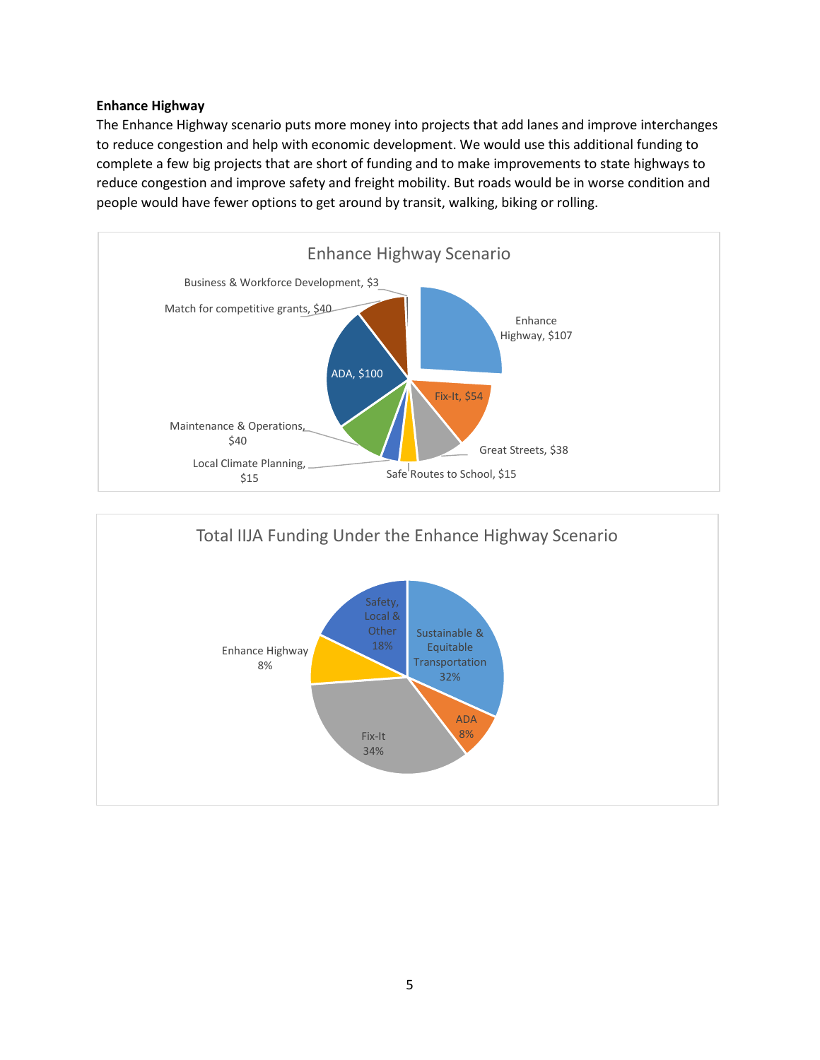**Enhance Highway**

The Enhance Highway scenario puts more money into projects that add lanes and improve interchanges to reduce congestion and help with economic development. We would use this additional funding to complete a few big projects that are short of funding and to make improvements to state highways to reduce congestion and improve safety and freight mobility. But roads would be in worse condition and people would have fewer options to get around by transit, walking, biking or rolling.

Enhance Highway Scenario

- Enhance Highway, $107
- Fix-It, $54
- Great Streets, $38
- Safe Routes to School, $15
- Local Climate Planning, $15
- Maintenance & Operations, $40
- ADA, $100
- Match for competitive grants, $40
- Business & Workforce Development, $3

Total IIJA Funding Under the Enhance Highway Scenario

- Sustainable & Equitable Transportation 32%
- ADA 8%
- Fix-It 34%
- Enhance Highway 8%
- Safety, Local & Other 18%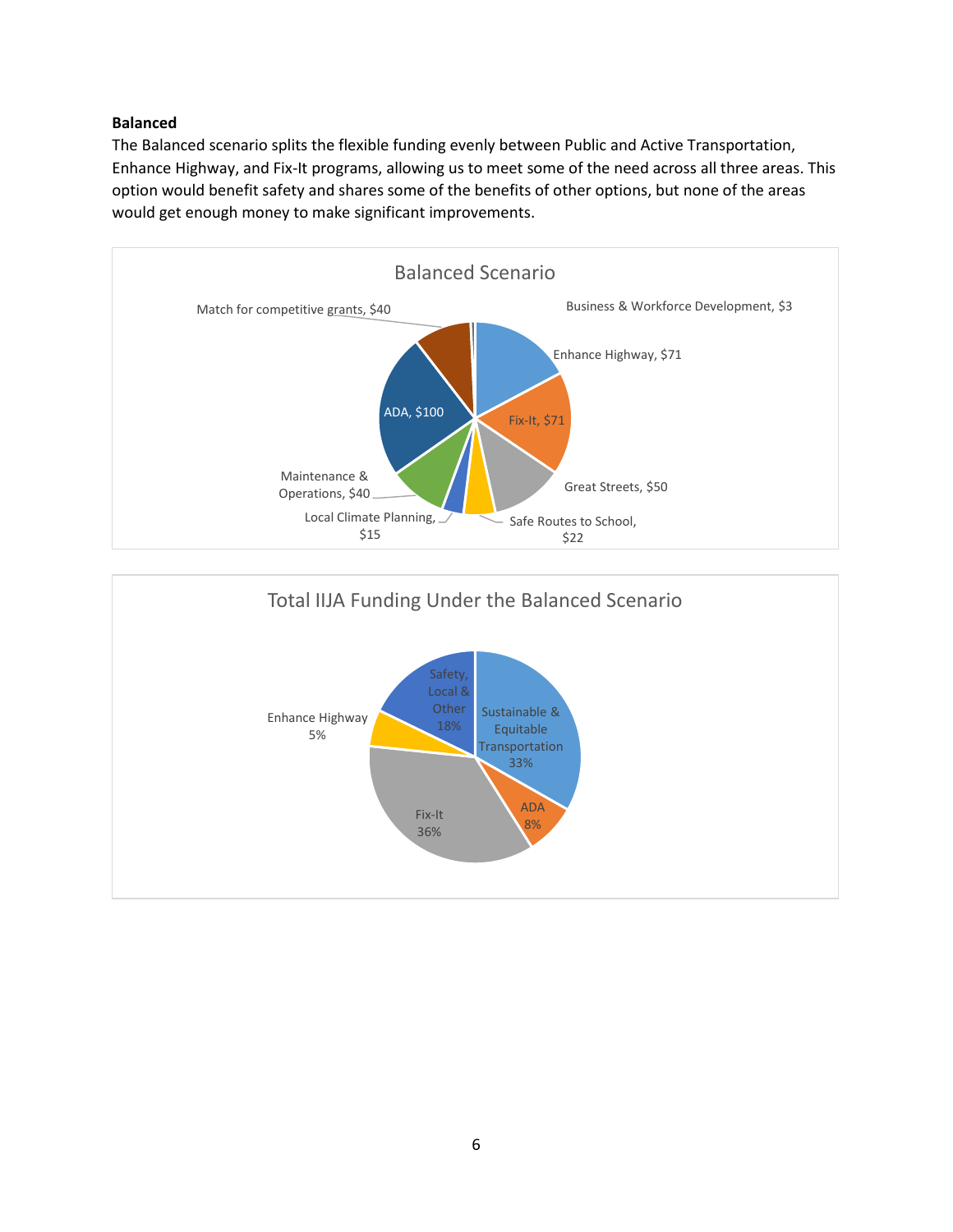**Balanced**

The Balanced scenario splits the flexible funding evenly between Public and Active Transportation, Enhance Highway, and Fix-It programs, allowing us to meet some of the need across all three areas. This option would benefit safety and shares some of the benefits of other options, but none of the areas would get enough money to make significant improvements.

Balanced Scenario

Match for competitive grants, $40

Business & Workforce Development, $3

Enhance Highway, $71

Fix-It, $71

ADA, $100

Great Streets, $50

Maintenance & Operations, $40

Local Climate Planning, $15

Safe Routes to School, $22

Total IIJA Funding Under the Balanced Scenario

Safety, Local & Other 18%

Enhance Highway 5%

Sustainable & Equitable Transportation 33%

ADA 8%

Fix-It 36%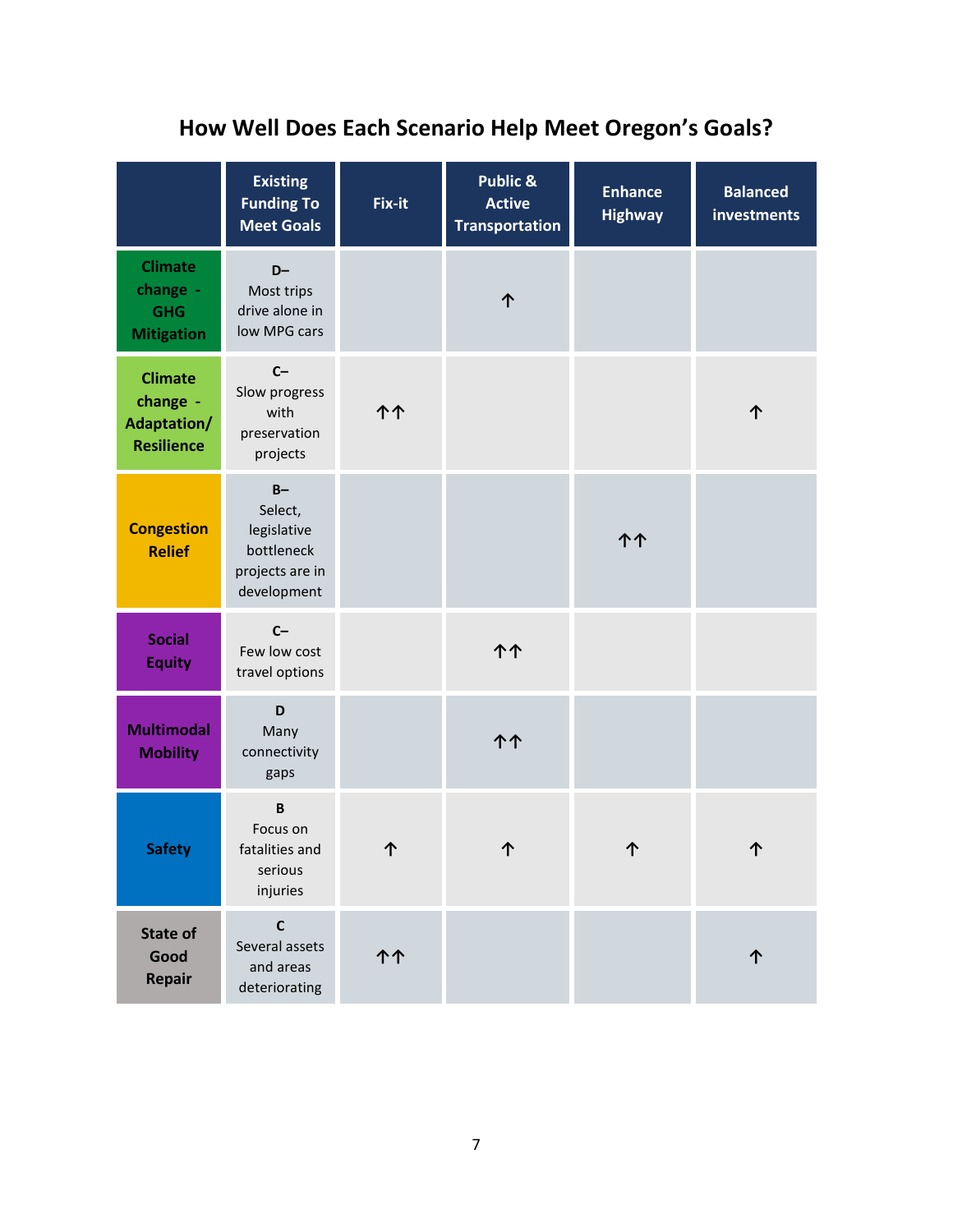## How Well Does Each Scenario Help Meet Oregon's Goals?

| | Existing Funding To Meet Goals | Fix-it | Public & Active Transportation | Enhance Highway | Balanced investments |
|---|---|---|---|---|---|
| **Climate change - GHG Mitigation** | **D–** Most trips drive alone in low MPG cars | | ↑ | | |
| **Climate change - Adaptation/ Resilience** | **C–** Slow progress with preservation projects | ↑↑ | | | ↑ |
| **Congestion Relief** | **B–** Select, legislative bottleneck projects are in development | | | ↑↑ | |
| **Social Equity** | **C–** Few low cost travel options | | ↑↑ | | |
| **Multimodal Mobility** | **D** Many connectivity gaps | | ↑↑ | | |
| **Safety** | **B** Focus on fatalities and serious injuries | ↑ | ↑ | ↑ | ↑ |
| **State of Good Repair** | **C** Several assets and areas deteriorating | ↑↑ | | | ↑ |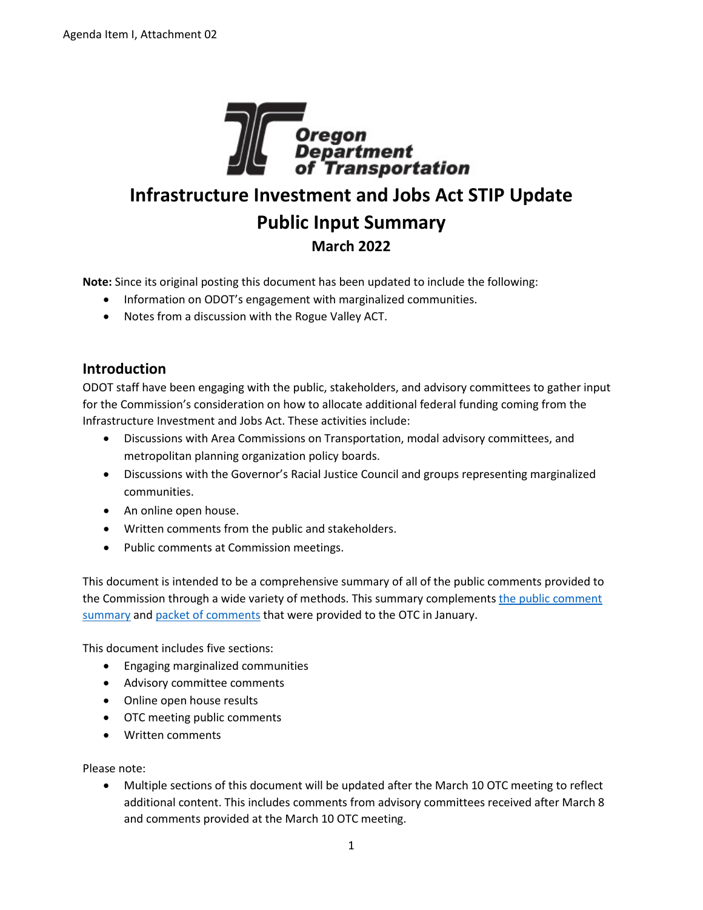Oregon Department of Transportation

# Infrastructure Investment and Jobs Act STIP Update

# Public Input Summary

### March 2022

**Note:** Since its original posting this document has been updated to include the following:

- Information on ODOT's engagement with marginalized communities.
- Notes from a discussion with the Rogue Valley ACT.

## Introduction

ODOT staff have been engaging with the public, stakeholders, and advisory committees to gather input for the Commission's consideration on how to allocate additional federal funding coming from the Infrastructure Investment and Jobs Act. These activities include:

- Discussions with Area Commissions on Transportation, modal advisory committees, and metropolitan planning organization policy boards.
- Discussions with the Governor's Racial Justice Council and groups representing marginalized communities.
- An online open house.
- Written comments from the public and stakeholders.
- Public comments at Commission meetings.

This document is intended to be a comprehensive summary of all of the public comments provided to the Commission through a wide variety of methods. This summary complements [the public comment summary]() and [packet of comments]() that were provided to the OTC in January.

This document includes five sections:

- Engaging marginalized communities
- Advisory committee comments
- Online open house results
- OTC meeting public comments
- Written comments

Please note:

- Multiple sections of this document will be updated after the March 10 OTC meeting to reflect additional content. This includes comments from advisory committees received after March 8 and comments provided at the March 10 OTC meeting.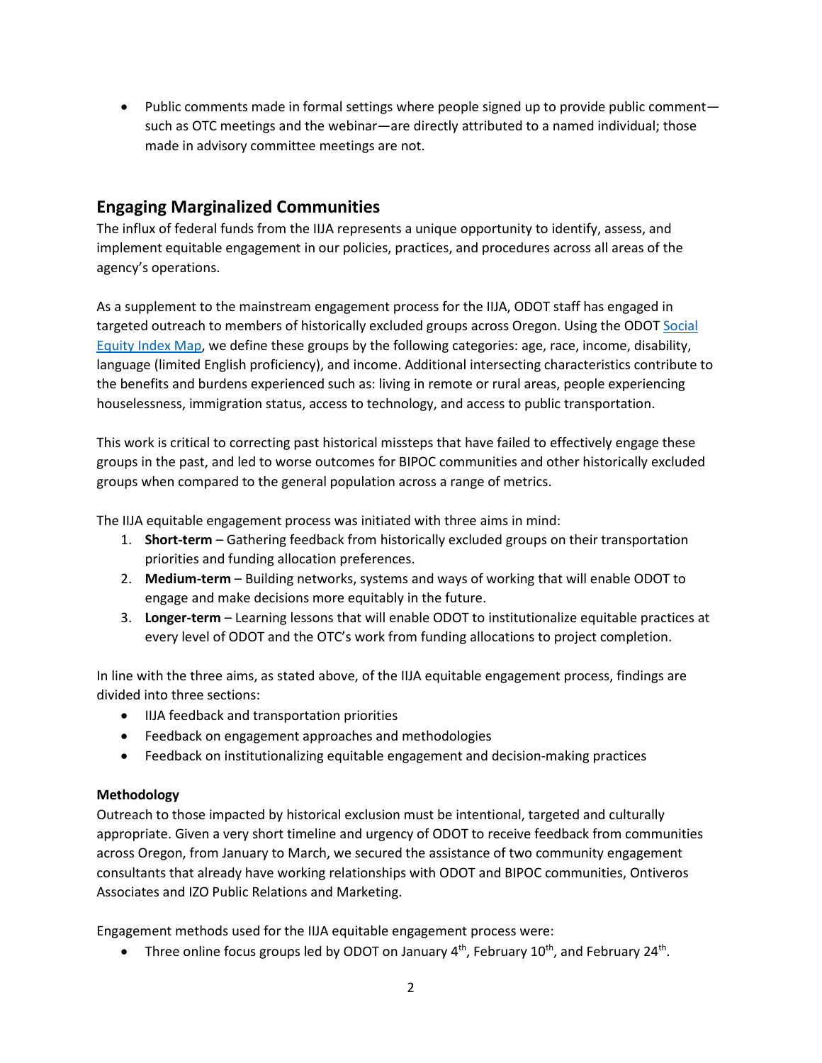- Public comments made in formal settings where people signed up to provide public comment—such as OTC meetings and the webinar—are directly attributed to a named individual; those made in advisory committee meetings are not.

## Engaging Marginalized Communities

The influx of federal funds from the IIJA represents a unique opportunity to identify, assess, and implement equitable engagement in our policies, practices, and procedures across all areas of the agency's operations.

As a supplement to the mainstream engagement process for the IIJA, ODOT staff has engaged in targeted outreach to members of historically excluded groups across Oregon. Using the ODOT [Social Equity Index Map](), we define these groups by the following categories: age, race, income, disability, language (limited English proficiency), and income. Additional intersecting characteristics contribute to the benefits and burdens experienced such as: living in remote or rural areas, people experiencing houselessness, immigration status, access to technology, and access to public transportation.

This work is critical to correcting past historical missteps that have failed to effectively engage these groups in the past, and led to worse outcomes for BIPOC communities and other historically excluded groups when compared to the general population across a range of metrics.

The IIJA equitable engagement process was initiated with three aims in mind:

1. **Short-term** – Gathering feedback from historically excluded groups on their transportation priorities and funding allocation preferences.
2. **Medium-term** – Building networks, systems and ways of working that will enable ODOT to engage and make decisions more equitably in the future.
3. **Longer-term** – Learning lessons that will enable ODOT to institutionalize equitable practices at every level of ODOT and the OTC's work from funding allocations to project completion.

In line with the three aims, as stated above, of the IIJA equitable engagement process, findings are divided into three sections:

- IIJA feedback and transportation priorities
- Feedback on engagement approaches and methodologies
- Feedback on institutionalizing equitable engagement and decision-making practices

**Methodology**

Outreach to those impacted by historical exclusion must be intentional, targeted and culturally appropriate. Given a very short timeline and urgency of ODOT to receive feedback from communities across Oregon, from January to March, we secured the assistance of two community engagement consultants that already have working relationships with ODOT and BIPOC communities, Ontiveros Associates and IZO Public Relations and Marketing.

Engagement methods used for the IIJA equitable engagement process were:

- Three online focus groups led by ODOT on January 4th, February 10th, and February 24th.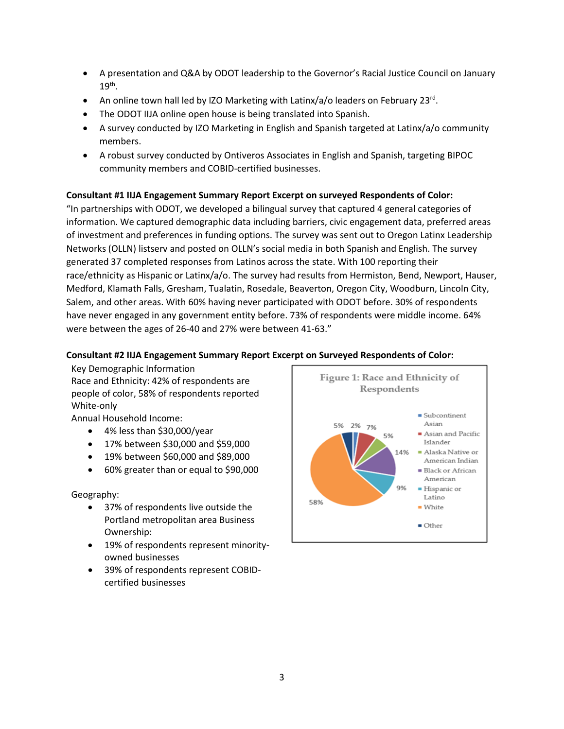- A presentation and Q&A by ODOT leadership to the Governor's Racial Justice Council on January 19th.
- An online town hall led by IZO Marketing with Latinx/a/o leaders on February 23rd.
- The ODOT IIJA online open house is being translated into Spanish.
- A survey conducted by IZO Marketing in English and Spanish targeted at Latinx/a/o community members.
- A robust survey conducted by Ontiveros Associates in English and Spanish, targeting BIPOC community members and COBID-certified businesses.

**Consultant #1 IIJA Engagement Summary Report Excerpt on surveyed Respondents of Color:**

"In partnerships with ODOT, we developed a bilingual survey that captured 4 general categories of information. We captured demographic data including barriers, civic engagement data, preferred areas of investment and preferences in funding options. The survey was sent out to Oregon Latinx Leadership Networks (OLLN) listserv and posted on OLLN's social media in both Spanish and English. The survey generated 37 completed responses from Latinos across the state. With 100 reporting their race/ethnicity as Hispanic or Latinx/a/o. The survey had results from Hermiston, Bend, Newport, Hauser, Medford, Klamath Falls, Gresham, Tualatin, Rosedale, Beaverton, Oregon City, Woodburn, Lincoln City, Salem, and other areas. With 60% having never participated with ODOT before. 30% of respondents have never engaged in any government entity before. 73% of respondents were middle income. 64% were between the ages of 26-40 and 27% were between 41-63."

**Consultant #2 IIJA Engagement Summary Report Excerpt on Surveyed Respondents of Color:**

Key Demographic Information

Race and Ethnicity: 42% of respondents are people of color, 58% of respondents reported White-only

Annual Household Income:

- 4% less than $30,000/year
- 17% between $30,000 and $59,000
- 19% between $60,000 and $89,000
- 60% greater than or equal to $90,000

Geography:

- 37% of respondents live outside the Portland metropolitan area Business Ownership:
- 19% of respondents represent minority-owned businesses
- 39% of respondents represent COBID-certified businesses

Figure 1: Race and Ethnicity of Respondents

| Race/Ethnicity | Percent |
| --- | --- |
| Subcontinent Asian | 2% |
| Asian and Pacific Islander | 7% |
| Alaska Native or American Indian | 5% |
| Black or African American | 14% |
| Hispanic or Latino | 9% |
| White | 58% |
| Other | 5% |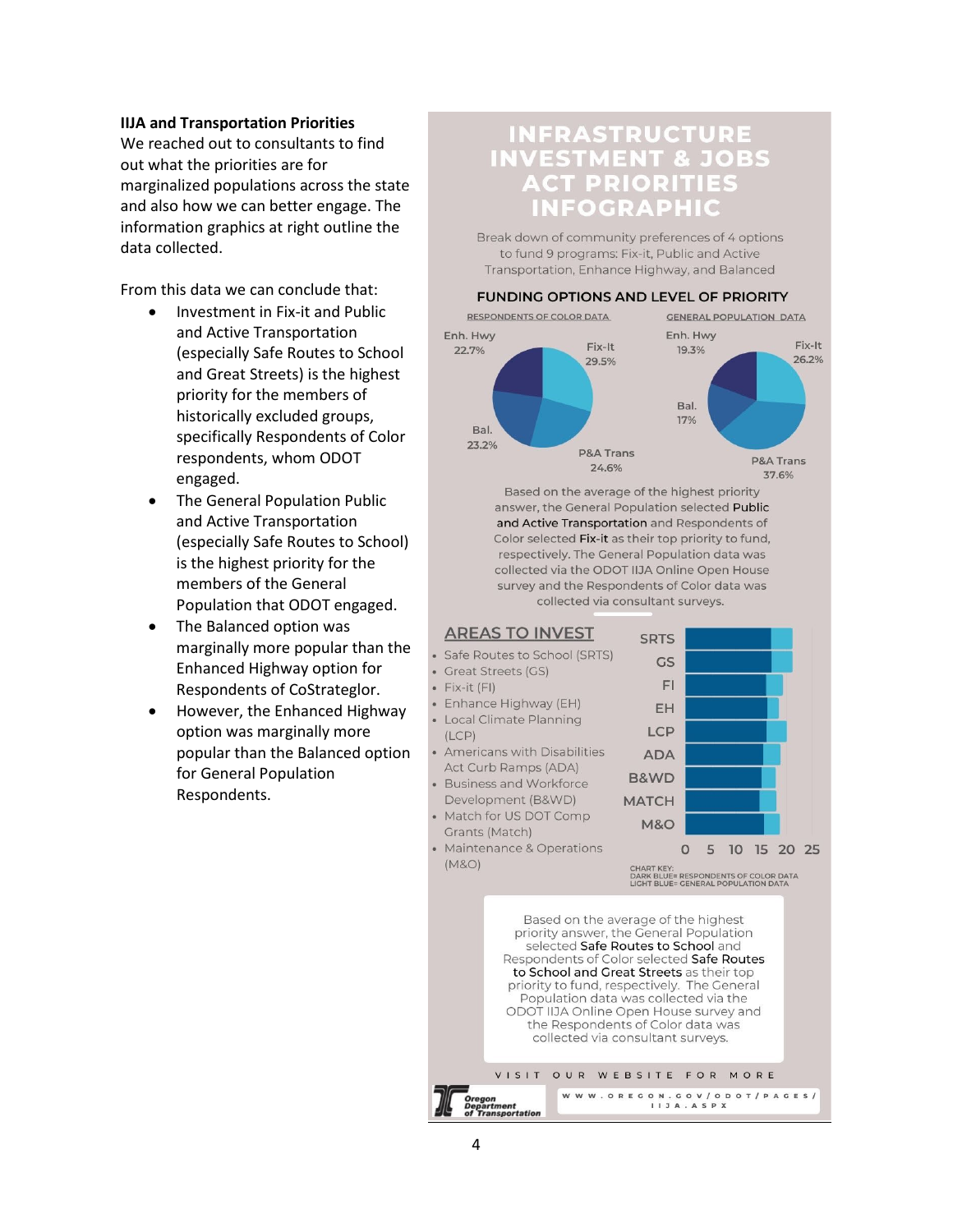**IIJA and Transportation Priorities**

We reached out to consultants to find out what the priorities are for marginalized populations across the state and also how we can better engage. The information graphics at right outline the data collected.

From this data we can conclude that:

- Investment in Fix-it and Public and Active Transportation (especially Safe Routes to School and Great Streets) is the highest priority for the members of historically excluded groups, specifically Respondents of Color respondents, whom ODOT engaged.
- The General Population Public and Active Transportation (especially Safe Routes to School) is the highest priority for the members of the General Population that ODOT engaged.
- The Balanced option was marginally more popular than the Enhanced Highway option for Respondents of CoStrateglor.
- However, the Enhanced Highway option was marginally more popular than the Balanced option for General Population Respondents.

# INFRASTRUCTURE INVESTMENT & JOBS ACT PRIORITIES INFOGRAPHIC

Break down of community preferences of 4 options to fund 9 programs: Fix-it, Public and Active Transportation, Enhance Highway, and Balanced

**FUNDING OPTIONS AND LEVEL OF PRIORITY**

| Option | Respondents of Color Data | General Population Data |
|---|---|---|
| Enh. Hwy | 22.7% | 19.3% |
| Fix-It | 29.5% | 26.2% |
| P&A Trans | 24.6% | 37.6% |
| Bal. | 23.2% | 17% |

Based on the average of the highest priority answer, the General Population selected Public and Active Transportation and Respondents of Color selected Fix-it as their top priority to fund, respectively. The General Population data was collected via the ODOT IIJA Online Open House survey and the Respondents of Color data was collected via consultant surveys.

**AREAS TO INVEST**

- Safe Routes to School (SRTS)
- Great Streets (GS)
- Fix-it (FI)
- Enhance Highway (EH)
- Local Climate Planning (LCP)
- Americans with Disabilities Act Curb Ramps (ADA)
- Business and Workforce Development (B&WD)
- Match for US DOT Comp Grants (Match)
- Maintenance & Operations (M&O)

CHART KEY:
DARK BLUE= RESPONDENTS OF COLOR DATA
LIGHT BLUE= GENERAL POPULATION DATA

Based on the average of the highest priority answer, the General Population selected Safe Routes to School and Respondents of Color selected Safe Routes to School and Great Streets as their top priority to fund, respectively. The General Population data was collected via the ODOT IIJA Online Open House survey and the Respondents of Color data was collected via consultant surveys.

VISIT OUR WEBSITE FOR MORE

WWW.OREGON.GOV/ODOT/PAGES/IIJA.ASPX

Oregon Department of Transportation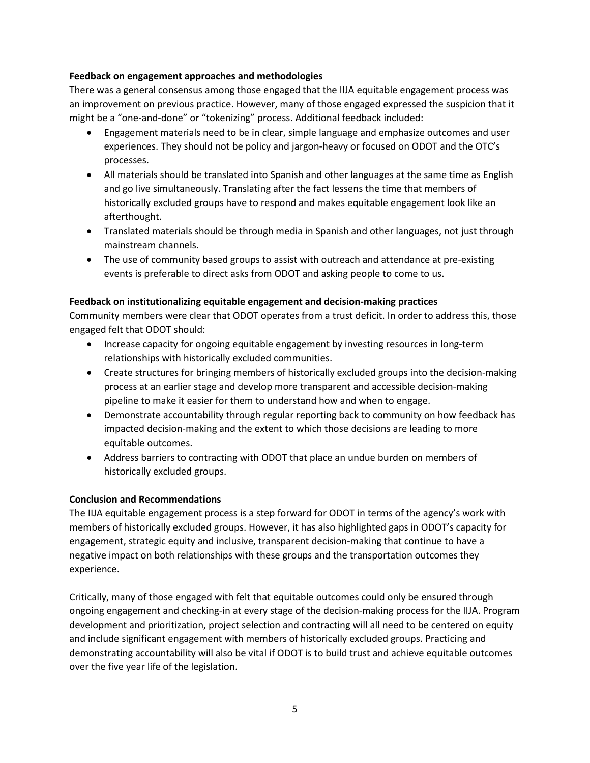**Feedback on engagement approaches and methodologies**

There was a general consensus among those engaged that the IIJA equitable engagement process was an improvement on previous practice. However, many of those engaged expressed the suspicion that it might be a "one-and-done" or "tokenizing" process. Additional feedback included:

- Engagement materials need to be in clear, simple language and emphasize outcomes and user experiences. They should not be policy and jargon-heavy or focused on ODOT and the OTC's processes.
- All materials should be translated into Spanish and other languages at the same time as English and go live simultaneously. Translating after the fact lessens the time that members of historically excluded groups have to respond and makes equitable engagement look like an afterthought.
- Translated materials should be through media in Spanish and other languages, not just through mainstream channels.
- The use of community based groups to assist with outreach and attendance at pre-existing events is preferable to direct asks from ODOT and asking people to come to us.

**Feedback on institutionalizing equitable engagement and decision-making practices**

Community members were clear that ODOT operates from a trust deficit. In order to address this, those engaged felt that ODOT should:

- Increase capacity for ongoing equitable engagement by investing resources in long-term relationships with historically excluded communities.
- Create structures for bringing members of historically excluded groups into the decision-making process at an earlier stage and develop more transparent and accessible decision-making pipeline to make it easier for them to understand how and when to engage.
- Demonstrate accountability through regular reporting back to community on how feedback has impacted decision-making and the extent to which those decisions are leading to more equitable outcomes.
- Address barriers to contracting with ODOT that place an undue burden on members of historically excluded groups.

**Conclusion and Recommendations**

The IIJA equitable engagement process is a step forward for ODOT in terms of the agency's work with members of historically excluded groups. However, it has also highlighted gaps in ODOT's capacity for engagement, strategic equity and inclusive, transparent decision-making that continue to have a negative impact on both relationships with these groups and the transportation outcomes they experience.

Critically, many of those engaged with felt that equitable outcomes could only be ensured through ongoing engagement and checking-in at every stage of the decision-making process for the IIJA. Program development and prioritization, project selection and contracting will all need to be centered on equity and include significant engagement with members of historically excluded groups. Practicing and demonstrating accountability will also be vital if ODOT is to build trust and achieve equitable outcomes over the five year life of the legislation.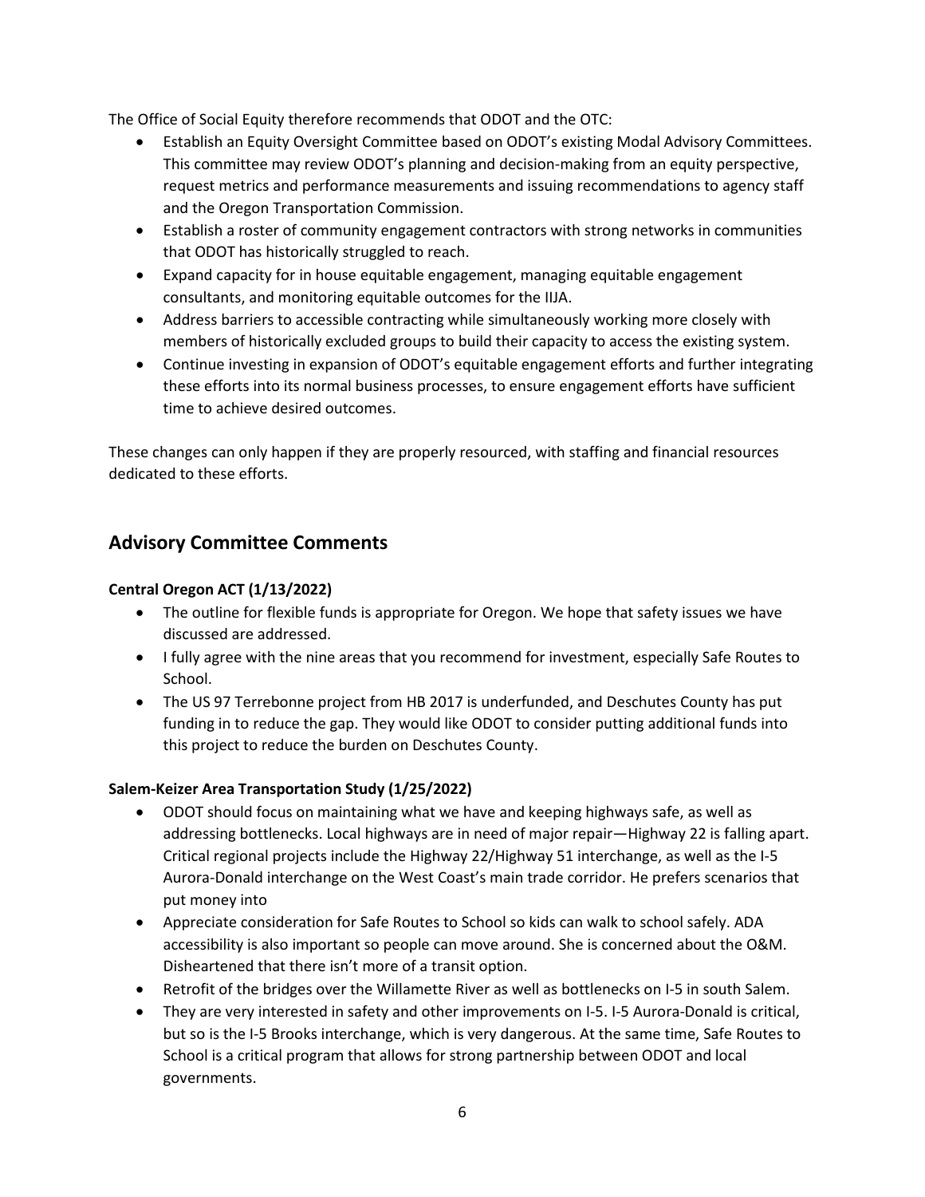The Office of Social Equity therefore recommends that ODOT and the OTC:

- Establish an Equity Oversight Committee based on ODOT's existing Modal Advisory Committees. This committee may review ODOT's planning and decision-making from an equity perspective, request metrics and performance measurements and issuing recommendations to agency staff and the Oregon Transportation Commission.
- Establish a roster of community engagement contractors with strong networks in communities that ODOT has historically struggled to reach.
- Expand capacity for in house equitable engagement, managing equitable engagement consultants, and monitoring equitable outcomes for the IIJA.
- Address barriers to accessible contracting while simultaneously working more closely with members of historically excluded groups to build their capacity to access the existing system.
- Continue investing in expansion of ODOT's equitable engagement efforts and further integrating these efforts into its normal business processes, to ensure engagement efforts have sufficient time to achieve desired outcomes.

These changes can only happen if they are properly resourced, with staffing and financial resources dedicated to these efforts.

## Advisory Committee Comments

**Central Oregon ACT (1/13/2022)**

- The outline for flexible funds is appropriate for Oregon. We hope that safety issues we have discussed are addressed.
- I fully agree with the nine areas that you recommend for investment, especially Safe Routes to School.
- The US 97 Terrebonne project from HB 2017 is underfunded, and Deschutes County has put funding in to reduce the gap. They would like ODOT to consider putting additional funds into this project to reduce the burden on Deschutes County.

**Salem-Keizer Area Transportation Study (1/25/2022)**

- ODOT should focus on maintaining what we have and keeping highways safe, as well as addressing bottlenecks. Local highways are in need of major repair—Highway 22 is falling apart. Critical regional projects include the Highway 22/Highway 51 interchange, as well as the I-5 Aurora-Donald interchange on the West Coast's main trade corridor. He prefers scenarios that put money into
- Appreciate consideration for Safe Routes to School so kids can walk to school safely. ADA accessibility is also important so people can move around. She is concerned about the O&M. Disheartened that there isn't more of a transit option.
- Retrofit of the bridges over the Willamette River as well as bottlenecks on I-5 in south Salem.
- They are very interested in safety and other improvements on I-5. I-5 Aurora-Donald is critical, but so is the I-5 Brooks interchange, which is very dangerous. At the same time, Safe Routes to School is a critical program that allows for strong partnership between ODOT and local governments.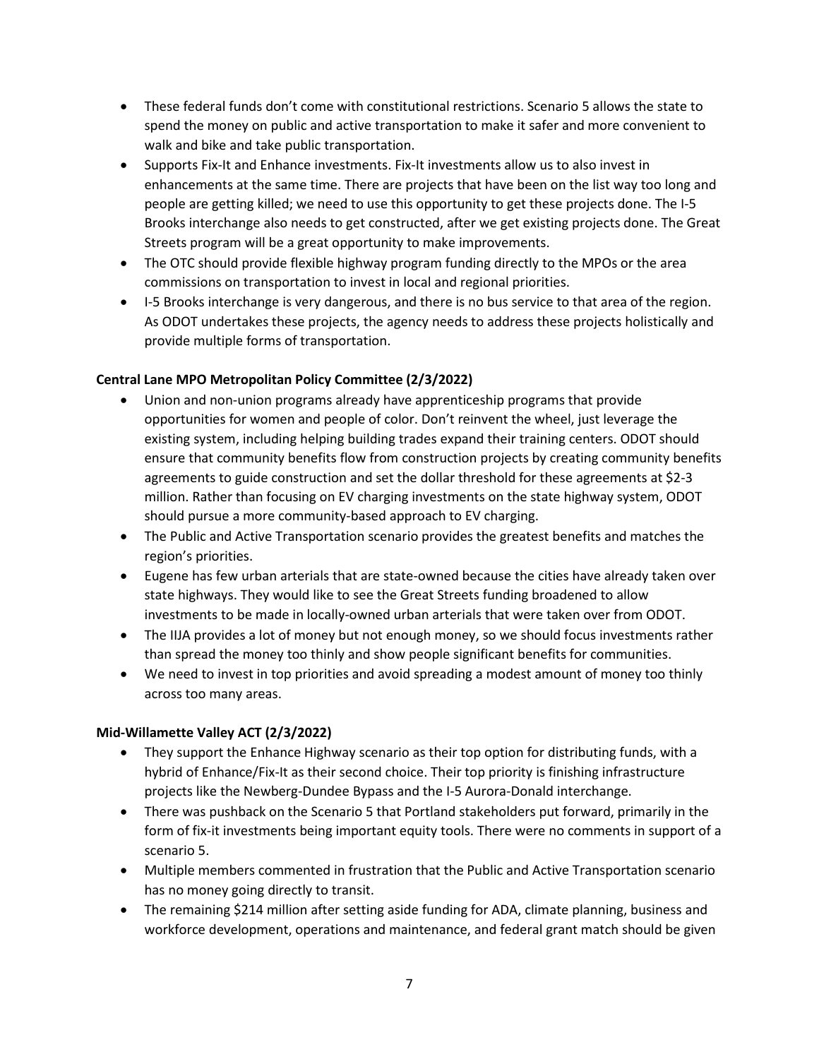- These federal funds don't come with constitutional restrictions. Scenario 5 allows the state to spend the money on public and active transportation to make it safer and more convenient to walk and bike and take public transportation.
- Supports Fix-It and Enhance investments. Fix-It investments allow us to also invest in enhancements at the same time. There are projects that have been on the list way too long and people are getting killed; we need to use this opportunity to get these projects done. The I-5 Brooks interchange also needs to get constructed, after we get existing projects done. The Great Streets program will be a great opportunity to make improvements.
- The OTC should provide flexible highway program funding directly to the MPOs or the area commissions on transportation to invest in local and regional priorities.
- I-5 Brooks interchange is very dangerous, and there is no bus service to that area of the region. As ODOT undertakes these projects, the agency needs to address these projects holistically and provide multiple forms of transportation.

**Central Lane MPO Metropolitan Policy Committee (2/3/2022)**

- Union and non-union programs already have apprenticeship programs that provide opportunities for women and people of color. Don't reinvent the wheel, just leverage the existing system, including helping building trades expand their training centers. ODOT should ensure that community benefits flow from construction projects by creating community benefits agreements to guide construction and set the dollar threshold for these agreements at $2-3 million. Rather than focusing on EV charging investments on the state highway system, ODOT should pursue a more community-based approach to EV charging.
- The Public and Active Transportation scenario provides the greatest benefits and matches the region's priorities.
- Eugene has few urban arterials that are state-owned because the cities have already taken over state highways. They would like to see the Great Streets funding broadened to allow investments to be made in locally-owned urban arterials that were taken over from ODOT.
- The IIJA provides a lot of money but not enough money, so we should focus investments rather than spread the money too thinly and show people significant benefits for communities.
- We need to invest in top priorities and avoid spreading a modest amount of money too thinly across too many areas.

**Mid-Willamette Valley ACT (2/3/2022)**

- They support the Enhance Highway scenario as their top option for distributing funds, with a hybrid of Enhance/Fix-It as their second choice. Their top priority is finishing infrastructure projects like the Newberg-Dundee Bypass and the I-5 Aurora-Donald interchange.
- There was pushback on the Scenario 5 that Portland stakeholders put forward, primarily in the form of fix-it investments being important equity tools. There were no comments in support of a scenario 5.
- Multiple members commented in frustration that the Public and Active Transportation scenario has no money going directly to transit.
- The remaining $214 million after setting aside funding for ADA, climate planning, business and workforce development, operations and maintenance, and federal grant match should be given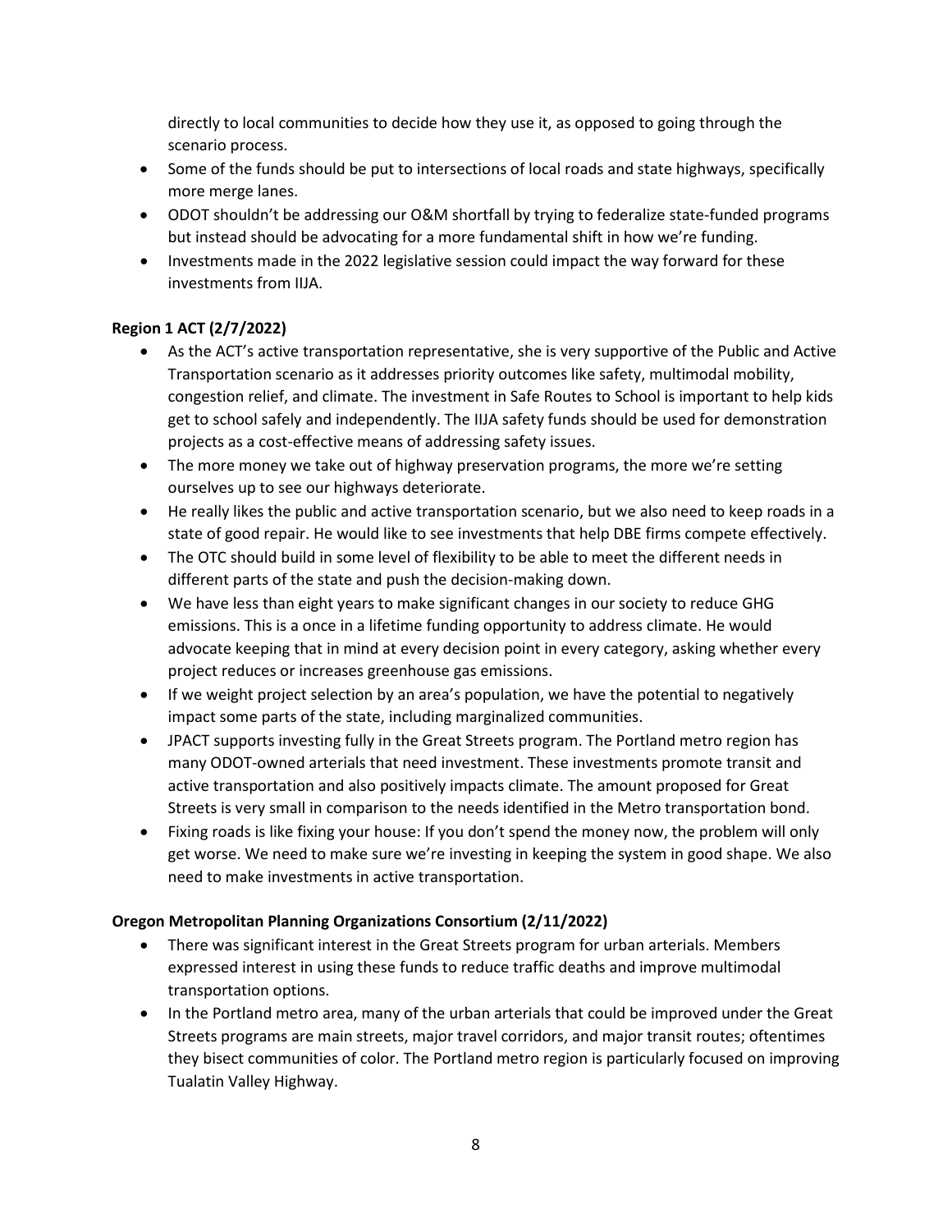directly to local communities to decide how they use it, as opposed to going through the scenario process.

- Some of the funds should be put to intersections of local roads and state highways, specifically more merge lanes.
- ODOT shouldn't be addressing our O&M shortfall by trying to federalize state-funded programs but instead should be advocating for a more fundamental shift in how we're funding.
- Investments made in the 2022 legislative session could impact the way forward for these investments from IIJA.

**Region 1 ACT (2/7/2022)**

- As the ACT's active transportation representative, she is very supportive of the Public and Active Transportation scenario as it addresses priority outcomes like safety, multimodal mobility, congestion relief, and climate. The investment in Safe Routes to School is important to help kids get to school safely and independently. The IIJA safety funds should be used for demonstration projects as a cost-effective means of addressing safety issues.
- The more money we take out of highway preservation programs, the more we're setting ourselves up to see our highways deteriorate.
- He really likes the public and active transportation scenario, but we also need to keep roads in a state of good repair. He would like to see investments that help DBE firms compete effectively.
- The OTC should build in some level of flexibility to be able to meet the different needs in different parts of the state and push the decision-making down.
- We have less than eight years to make significant changes in our society to reduce GHG emissions. This is a once in a lifetime funding opportunity to address climate. He would advocate keeping that in mind at every decision point in every category, asking whether every project reduces or increases greenhouse gas emissions.
- If we weight project selection by an area's population, we have the potential to negatively impact some parts of the state, including marginalized communities.
- JPACT supports investing fully in the Great Streets program. The Portland metro region has many ODOT-owned arterials that need investment. These investments promote transit and active transportation and also positively impacts climate. The amount proposed for Great Streets is very small in comparison to the needs identified in the Metro transportation bond.
- Fixing roads is like fixing your house: If you don't spend the money now, the problem will only get worse. We need to make sure we're investing in keeping the system in good shape. We also need to make investments in active transportation.

**Oregon Metropolitan Planning Organizations Consortium (2/11/2022)**

- There was significant interest in the Great Streets program for urban arterials. Members expressed interest in using these funds to reduce traffic deaths and improve multimodal transportation options.
- In the Portland metro area, many of the urban arterials that could be improved under the Great Streets programs are main streets, major travel corridors, and major transit routes; oftentimes they bisect communities of color. The Portland metro region is particularly focused on improving Tualatin Valley Highway.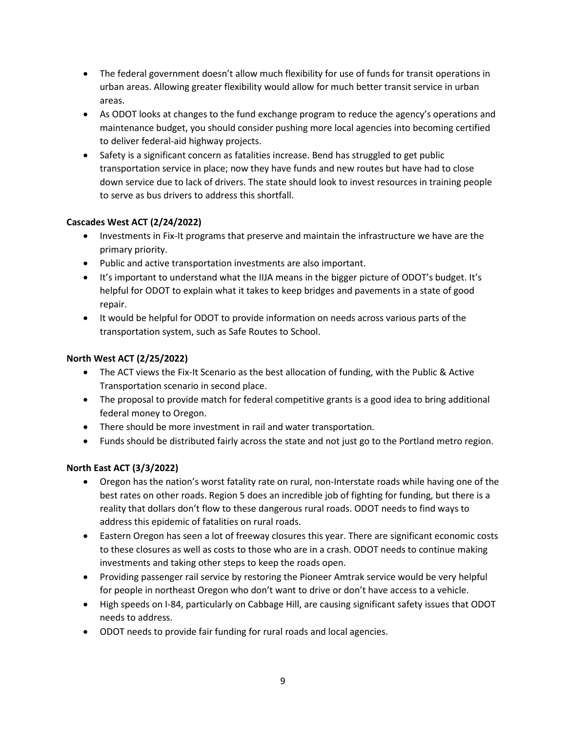- The federal government doesn't allow much flexibility for use of funds for transit operations in urban areas. Allowing greater flexibility would allow for much better transit service in urban areas.
- As ODOT looks at changes to the fund exchange program to reduce the agency's operations and maintenance budget, you should consider pushing more local agencies into becoming certified to deliver federal-aid highway projects.
- Safety is a significant concern as fatalities increase. Bend has struggled to get public transportation service in place; now they have funds and new routes but have had to close down service due to lack of drivers. The state should look to invest resources in training people to serve as bus drivers to address this shortfall.

**Cascades West ACT (2/24/2022)**

- Investments in Fix-It programs that preserve and maintain the infrastructure we have are the primary priority.
- Public and active transportation investments are also important.
- It's important to understand what the IIJA means in the bigger picture of ODOT's budget. It's helpful for ODOT to explain what it takes to keep bridges and pavements in a state of good repair.
- It would be helpful for ODOT to provide information on needs across various parts of the transportation system, such as Safe Routes to School.

**North West ACT (2/25/2022)**

- The ACT views the Fix-It Scenario as the best allocation of funding, with the Public & Active Transportation scenario in second place.
- The proposal to provide match for federal competitive grants is a good idea to bring additional federal money to Oregon.
- There should be more investment in rail and water transportation.
- Funds should be distributed fairly across the state and not just go to the Portland metro region.

**North East ACT (3/3/2022)**

- Oregon has the nation's worst fatality rate on rural, non-Interstate roads while having one of the best rates on other roads. Region 5 does an incredible job of fighting for funding, but there is a reality that dollars don't flow to these dangerous rural roads. ODOT needs to find ways to address this epidemic of fatalities on rural roads.
- Eastern Oregon has seen a lot of freeway closures this year. There are significant economic costs to these closures as well as costs to those who are in a crash. ODOT needs to continue making investments and taking other steps to keep the roads open.
- Providing passenger rail service by restoring the Pioneer Amtrak service would be very helpful for people in northeast Oregon who don't want to drive or don't have access to a vehicle.
- High speeds on I-84, particularly on Cabbage Hill, are causing significant safety issues that ODOT needs to address.
- ODOT needs to provide fair funding for rural roads and local agencies.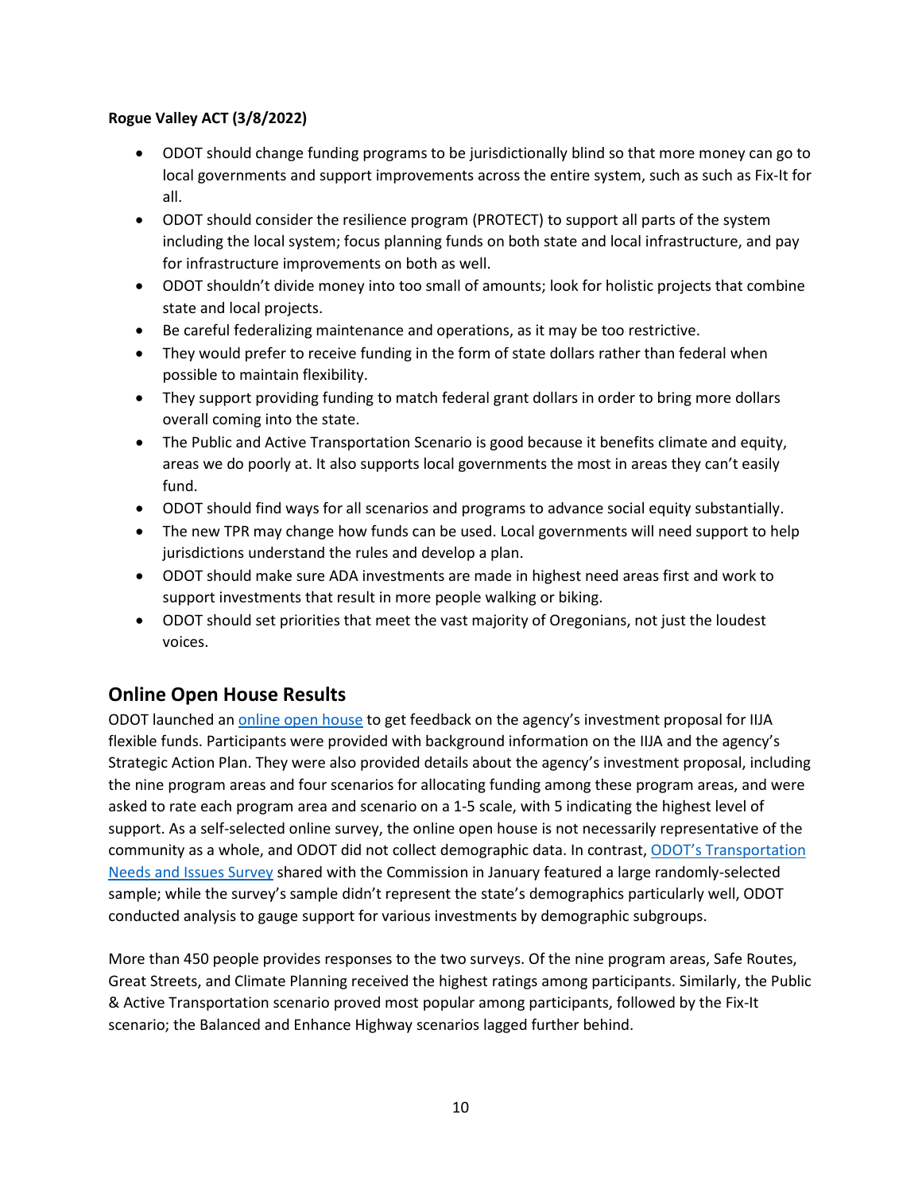**Rogue Valley ACT (3/8/2022)**

- ODOT should change funding programs to be jurisdictionally blind so that more money can go to local governments and support improvements across the entire system, such as such as Fix-It for all.
- ODOT should consider the resilience program (PROTECT) to support all parts of the system including the local system; focus planning funds on both state and local infrastructure, and pay for infrastructure improvements on both as well.
- ODOT shouldn't divide money into too small of amounts; look for holistic projects that combine state and local projects.
- Be careful federalizing maintenance and operations, as it may be too restrictive.
- They would prefer to receive funding in the form of state dollars rather than federal when possible to maintain flexibility.
- They support providing funding to match federal grant dollars in order to bring more dollars overall coming into the state.
- The Public and Active Transportation Scenario is good because it benefits climate and equity, areas we do poorly at. It also supports local governments the most in areas they can't easily fund.
- ODOT should find ways for all scenarios and programs to advance social equity substantially.
- The new TPR may change how funds can be used. Local governments will need support to help jurisdictions understand the rules and develop a plan.
- ODOT should make sure ADA investments are made in highest need areas first and work to support investments that result in more people walking or biking.
- ODOT should set priorities that meet the vast majority of Oregonians, not just the loudest voices.

## Online Open House Results

ODOT launched an online open house to get feedback on the agency's investment proposal for IIJA flexible funds. Participants were provided with background information on the IIJA and the agency's Strategic Action Plan. They were also provided details about the agency's investment proposal, including the nine program areas and four scenarios for allocating funding among these program areas, and were asked to rate each program area and scenario on a 1-5 scale, with 5 indicating the highest level of support. As a self-selected online survey, the online open house is not necessarily representative of the community as a whole, and ODOT did not collect demographic data. In contrast, ODOT's Transportation Needs and Issues Survey shared with the Commission in January featured a large randomly-selected sample; while the survey's sample didn't represent the state's demographics particularly well, ODOT conducted analysis to gauge support for various investments by demographic subgroups.

More than 450 people provides responses to the two surveys. Of the nine program areas, Safe Routes, Great Streets, and Climate Planning received the highest ratings among participants. Similarly, the Public & Active Transportation scenario proved most popular among participants, followed by the Fix-It scenario; the Balanced and Enhance Highway scenarios lagged further behind.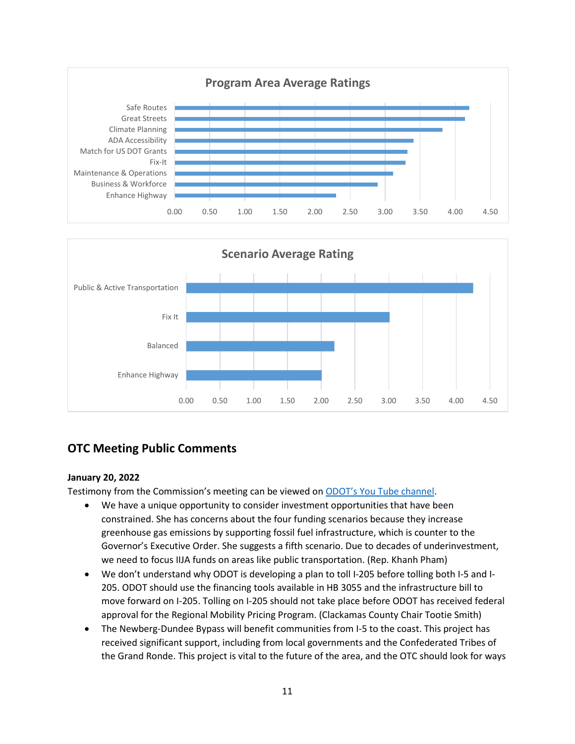**Program Area Average Ratings**

| Program Area | Average Rating (approx.) |
|---|---|
| Safe Routes | 4.20 |
| Great Streets | 4.14 |
| Climate Planning | 3.82 |
| ADA Accessibility | 3.41 |
| Match for US DOT Grants | 3.32 |
| Fix-It | 3.29 |
| Maintenance & Operations | 3.11 |
| Business & Workforce | 2.89 |
| Enhance Highway | 2.30 |

**Scenario Average Rating**

| Scenario | Average Rating (approx.) |
|---|---|
| Public & Active Transportation | 4.25 |
| Fix It | 3.01 |
| Balanced | 2.20 |
| Enhance Highway | 2.00 |

## OTC Meeting Public Comments

**January 20, 2022**

Testimony from the Commission's meeting can be viewed on ODOT's You Tube channel.

- We have a unique opportunity to consider investment opportunities that have been constrained. She has concerns about the four funding scenarios because they increase greenhouse gas emissions by supporting fossil fuel infrastructure, which is counter to the Governor's Executive Order. She suggests a fifth scenario. Due to decades of underinvestment, we need to focus IIJA funds on areas like public transportation. (Rep. Khanh Pham)
- We don't understand why ODOT is developing a plan to toll I-205 before tolling both I-5 and I-205. ODOT should use the financing tools available in HB 3055 and the infrastructure bill to move forward on I-205. Tolling on I-205 should not take place before ODOT has received federal approval for the Regional Mobility Pricing Program. (Clackamas County Chair Tootie Smith)
- The Newberg-Dundee Bypass will benefit communities from I-5 to the coast. This project has received significant support, including from local governments and the Confederated Tribes of the Grand Ronde. This project is vital to the future of the area, and the OTC should look for ways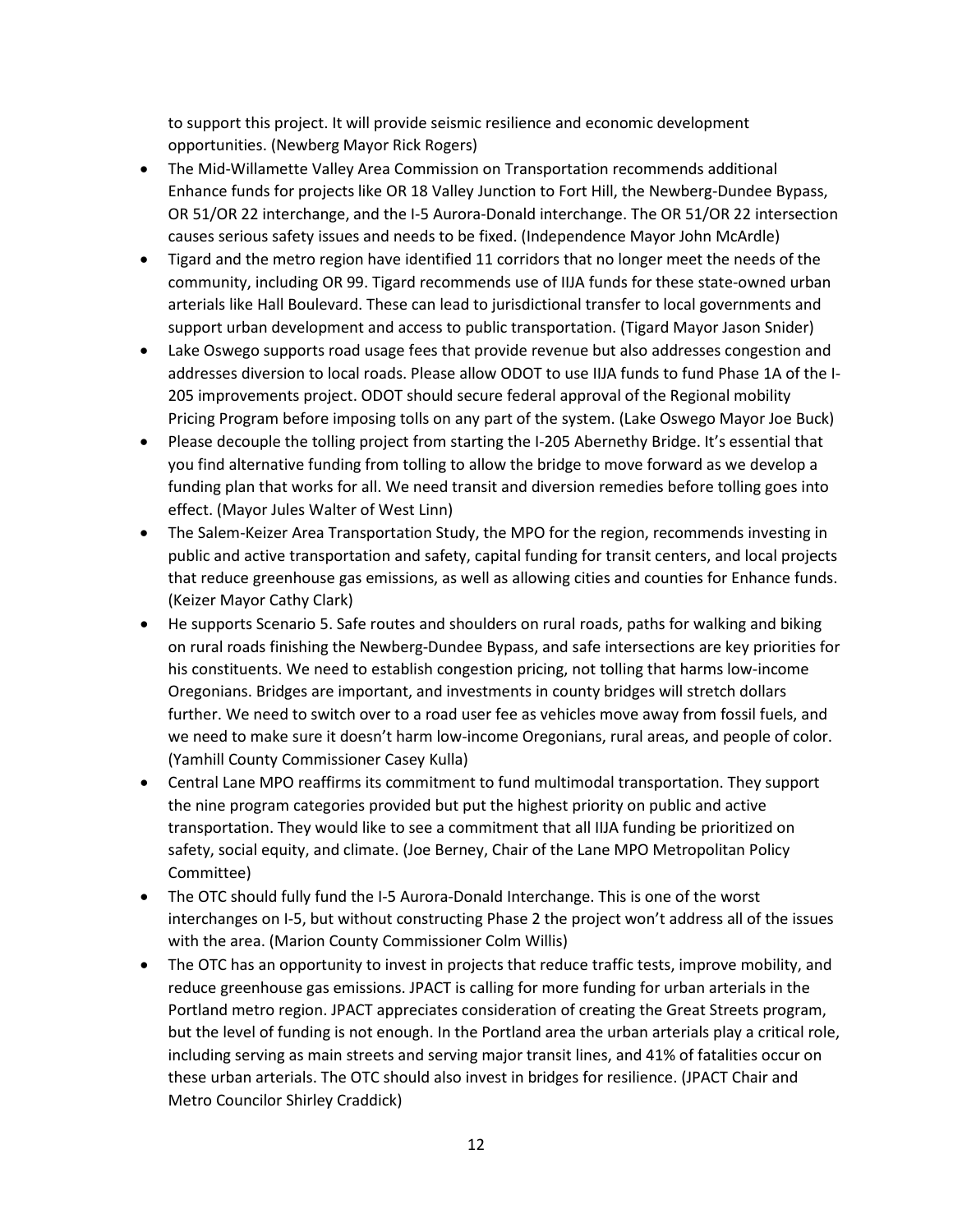to support this project. It will provide seismic resilience and economic development opportunities. (Newberg Mayor Rick Rogers)

- The Mid-Willamette Valley Area Commission on Transportation recommends additional Enhance funds for projects like OR 18 Valley Junction to Fort Hill, the Newberg-Dundee Bypass, OR 51/OR 22 interchange, and the I-5 Aurora-Donald interchange. The OR 51/OR 22 intersection causes serious safety issues and needs to be fixed. (Independence Mayor John McArdle)
- Tigard and the metro region have identified 11 corridors that no longer meet the needs of the community, including OR 99. Tigard recommends use of IIJA funds for these state-owned urban arterials like Hall Boulevard. These can lead to jurisdictional transfer to local governments and support urban development and access to public transportation. (Tigard Mayor Jason Snider)
- Lake Oswego supports road usage fees that provide revenue but also addresses congestion and addresses diversion to local roads. Please allow ODOT to use IIJA funds to fund Phase 1A of the I-205 improvements project. ODOT should secure federal approval of the Regional mobility Pricing Program before imposing tolls on any part of the system. (Lake Oswego Mayor Joe Buck)
- Please decouple the tolling project from starting the I-205 Abernethy Bridge. It's essential that you find alternative funding from tolling to allow the bridge to move forward as we develop a funding plan that works for all. We need transit and diversion remedies before tolling goes into effect. (Mayor Jules Walter of West Linn)
- The Salem-Keizer Area Transportation Study, the MPO for the region, recommends investing in public and active transportation and safety, capital funding for transit centers, and local projects that reduce greenhouse gas emissions, as well as allowing cities and counties for Enhance funds. (Keizer Mayor Cathy Clark)
- He supports Scenario 5. Safe routes and shoulders on rural roads, paths for walking and biking on rural roads finishing the Newberg-Dundee Bypass, and safe intersections are key priorities for his constituents. We need to establish congestion pricing, not tolling that harms low-income Oregonians. Bridges are important, and investments in county bridges will stretch dollars further. We need to switch over to a road user fee as vehicles move away from fossil fuels, and we need to make sure it doesn't harm low-income Oregonians, rural areas, and people of color. (Yamhill County Commissioner Casey Kulla)
- Central Lane MPO reaffirms its commitment to fund multimodal transportation. They support the nine program categories provided but put the highest priority on public and active transportation. They would like to see a commitment that all IIJA funding be prioritized on safety, social equity, and climate. (Joe Berney, Chair of the Lane MPO Metropolitan Policy Committee)
- The OTC should fully fund the I-5 Aurora-Donald Interchange. This is one of the worst interchanges on I-5, but without constructing Phase 2 the project won't address all of the issues with the area. (Marion County Commissioner Colm Willis)
- The OTC has an opportunity to invest in projects that reduce traffic tests, improve mobility, and reduce greenhouse gas emissions. JPACT is calling for more funding for urban arterials in the Portland metro region. JPACT appreciates consideration of creating the Great Streets program, but the level of funding is not enough. In the Portland area the urban arterials play a critical role, including serving as main streets and serving major transit lines, and 41% of fatalities occur on these urban arterials. The OTC should also invest in bridges for resilience. (JPACT Chair and Metro Councilor Shirley Craddick)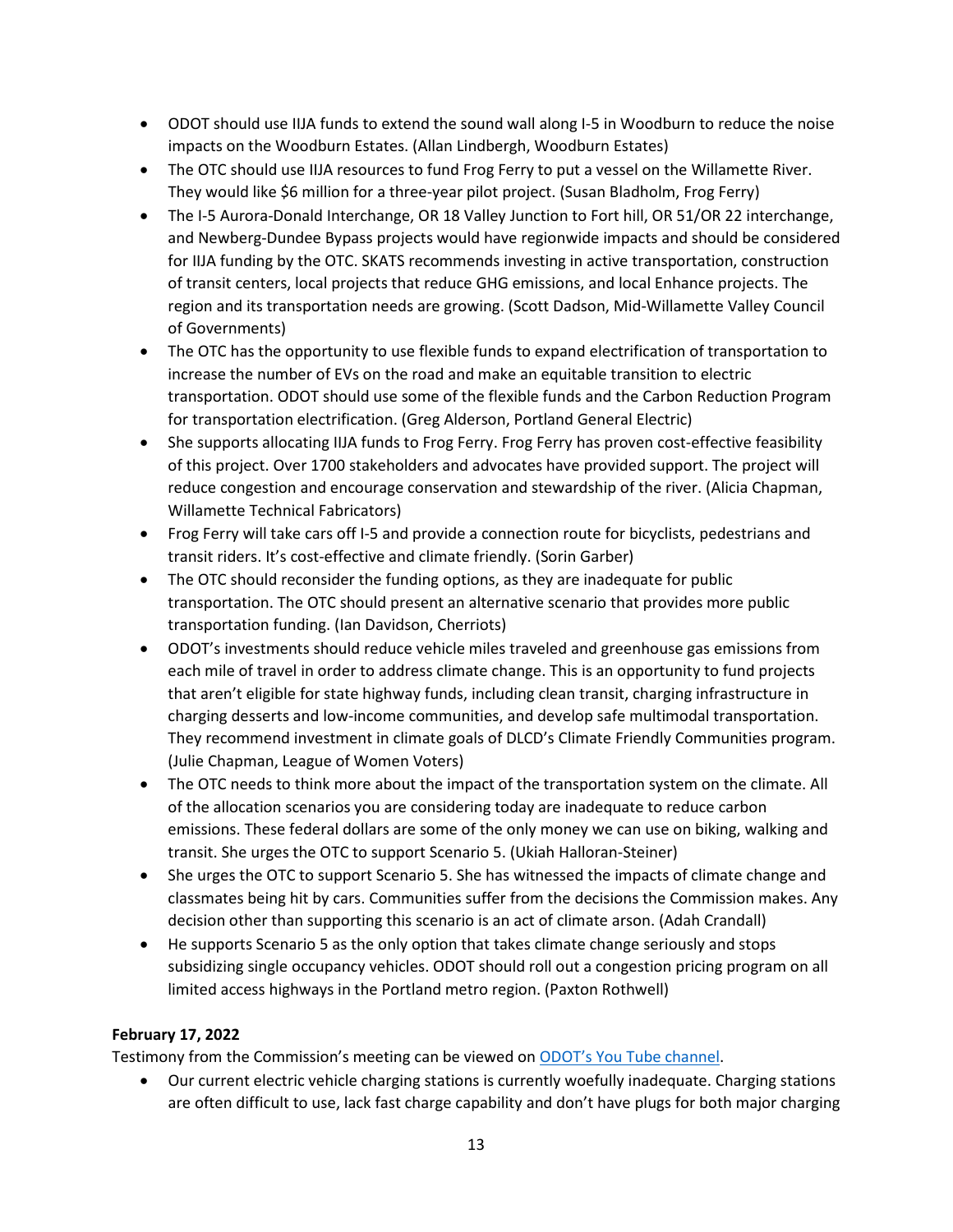- ODOT should use IIJA funds to extend the sound wall along I-5 in Woodburn to reduce the noise impacts on the Woodburn Estates. (Allan Lindbergh, Woodburn Estates)
- The OTC should use IIJA resources to fund Frog Ferry to put a vessel on the Willamette River. They would like $6 million for a three-year pilot project. (Susan Bladholm, Frog Ferry)
- The I-5 Aurora-Donald Interchange, OR 18 Valley Junction to Fort hill, OR 51/OR 22 interchange, and Newberg-Dundee Bypass projects would have regionwide impacts and should be considered for IIJA funding by the OTC. SKATS recommends investing in active transportation, construction of transit centers, local projects that reduce GHG emissions, and local Enhance projects. The region and its transportation needs are growing. (Scott Dadson, Mid-Willamette Valley Council of Governments)
- The OTC has the opportunity to use flexible funds to expand electrification of transportation to increase the number of EVs on the road and make an equitable transition to electric transportation. ODOT should use some of the flexible funds and the Carbon Reduction Program for transportation electrification. (Greg Alderson, Portland General Electric)
- She supports allocating IIJA funds to Frog Ferry. Frog Ferry has proven cost-effective feasibility of this project. Over 1700 stakeholders and advocates have provided support. The project will reduce congestion and encourage conservation and stewardship of the river. (Alicia Chapman, Willamette Technical Fabricators)
- Frog Ferry will take cars off I-5 and provide a connection route for bicyclists, pedestrians and transit riders. It's cost-effective and climate friendly. (Sorin Garber)
- The OTC should reconsider the funding options, as they are inadequate for public transportation. The OTC should present an alternative scenario that provides more public transportation funding. (Ian Davidson, Cherriots)
- ODOT's investments should reduce vehicle miles traveled and greenhouse gas emissions from each mile of travel in order to address climate change. This is an opportunity to fund projects that aren't eligible for state highway funds, including clean transit, charging infrastructure in charging desserts and low-income communities, and develop safe multimodal transportation. They recommend investment in climate goals of DLCD's Climate Friendly Communities program. (Julie Chapman, League of Women Voters)
- The OTC needs to think more about the impact of the transportation system on the climate. All of the allocation scenarios you are considering today are inadequate to reduce carbon emissions. These federal dollars are some of the only money we can use on biking, walking and transit. She urges the OTC to support Scenario 5. (Ukiah Halloran-Steiner)
- She urges the OTC to support Scenario 5. She has witnessed the impacts of climate change and classmates being hit by cars. Communities suffer from the decisions the Commission makes. Any decision other than supporting this scenario is an act of climate arson. (Adah Crandall)
- He supports Scenario 5 as the only option that takes climate change seriously and stops subsidizing single occupancy vehicles. ODOT should roll out a congestion pricing program on all limited access highways in the Portland metro region. (Paxton Rothwell)

**February 17, 2022**

Testimony from the Commission's meeting can be viewed on ODOT's You Tube channel.

- Our current electric vehicle charging stations is currently woefully inadequate. Charging stations are often difficult to use, lack fast charge capability and don't have plugs for both major charging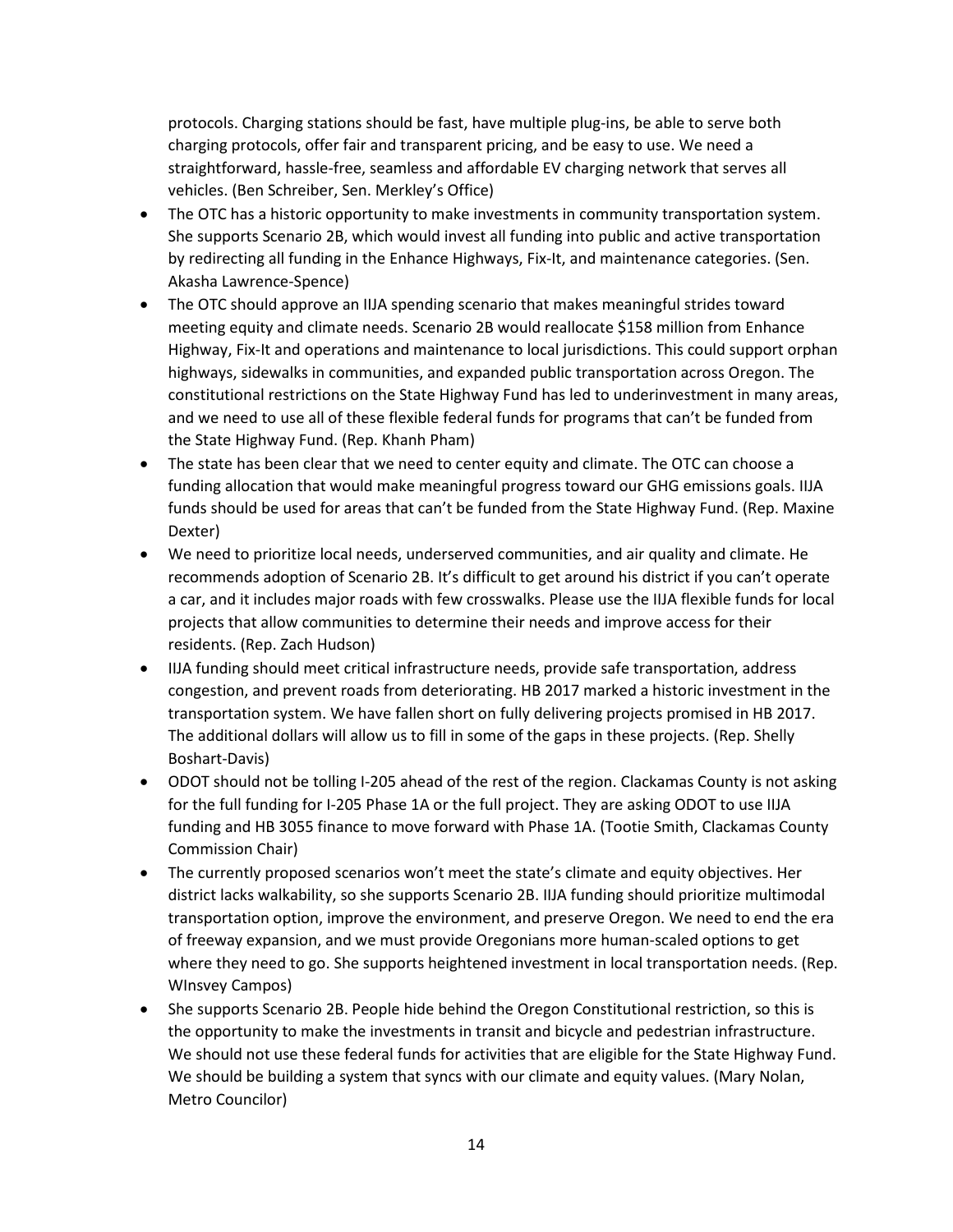protocols. Charging stations should be fast, have multiple plug-ins, be able to serve both charging protocols, offer fair and transparent pricing, and be easy to use. We need a straightforward, hassle-free, seamless and affordable EV charging network that serves all vehicles. (Ben Schreiber, Sen. Merkley's Office)

- The OTC has a historic opportunity to make investments in community transportation system. She supports Scenario 2B, which would invest all funding into public and active transportation by redirecting all funding in the Enhance Highways, Fix-It, and maintenance categories. (Sen. Akasha Lawrence-Spence)
- The OTC should approve an IIJA spending scenario that makes meaningful strides toward meeting equity and climate needs. Scenario 2B would reallocate $158 million from Enhance Highway, Fix-It and operations and maintenance to local jurisdictions. This could support orphan highways, sidewalks in communities, and expanded public transportation across Oregon. The constitutional restrictions on the State Highway Fund has led to underinvestment in many areas, and we need to use all of these flexible federal funds for programs that can't be funded from the State Highway Fund. (Rep. Khanh Pham)
- The state has been clear that we need to center equity and climate. The OTC can choose a funding allocation that would make meaningful progress toward our GHG emissions goals. IIJA funds should be used for areas that can't be funded from the State Highway Fund. (Rep. Maxine Dexter)
- We need to prioritize local needs, underserved communities, and air quality and climate. He recommends adoption of Scenario 2B. It's difficult to get around his district if you can't operate a car, and it includes major roads with few crosswalks. Please use the IIJA flexible funds for local projects that allow communities to determine their needs and improve access for their residents. (Rep. Zach Hudson)
- IIJA funding should meet critical infrastructure needs, provide safe transportation, address congestion, and prevent roads from deteriorating. HB 2017 marked a historic investment in the transportation system. We have fallen short on fully delivering projects promised in HB 2017. The additional dollars will allow us to fill in some of the gaps in these projects. (Rep. Shelly Boshart-Davis)
- ODOT should not be tolling I-205 ahead of the rest of the region. Clackamas County is not asking for the full funding for I-205 Phase 1A or the full project. They are asking ODOT to use IIJA funding and HB 3055 finance to move forward with Phase 1A. (Tootie Smith, Clackamas County Commission Chair)
- The currently proposed scenarios won't meet the state's climate and equity objectives. Her district lacks walkability, so she supports Scenario 2B. IIJA funding should prioritize multimodal transportation option, improve the environment, and preserve Oregon. We need to end the era of freeway expansion, and we must provide Oregonians more human-scaled options to get where they need to go. She supports heightened investment in local transportation needs. (Rep. WInsvey Campos)
- She supports Scenario 2B. People hide behind the Oregon Constitutional restriction, so this is the opportunity to make the investments in transit and bicycle and pedestrian infrastructure. We should not use these federal funds for activities that are eligible for the State Highway Fund. We should be building a system that syncs with our climate and equity values. (Mary Nolan, Metro Councilor)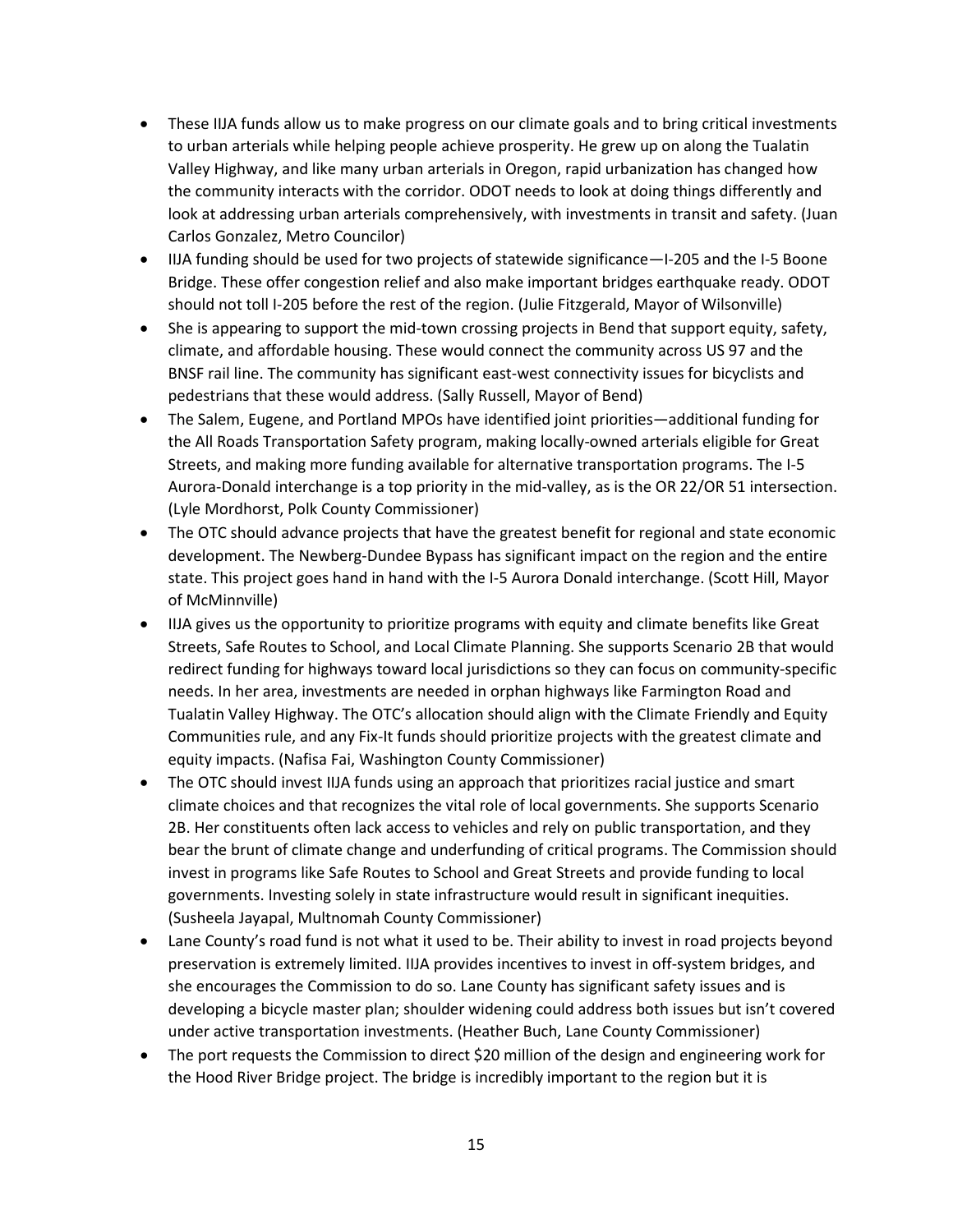- These IIJA funds allow us to make progress on our climate goals and to bring critical investments to urban arterials while helping people achieve prosperity. He grew up on along the Tualatin Valley Highway, and like many urban arterials in Oregon, rapid urbanization has changed how the community interacts with the corridor. ODOT needs to look at doing things differently and look at addressing urban arterials comprehensively, with investments in transit and safety. (Juan Carlos Gonzalez, Metro Councilor)
- IIJA funding should be used for two projects of statewide significance—I-205 and the I-5 Boone Bridge. These offer congestion relief and also make important bridges earthquake ready. ODOT should not toll I-205 before the rest of the region. (Julie Fitzgerald, Mayor of Wilsonville)
- She is appearing to support the mid-town crossing projects in Bend that support equity, safety, climate, and affordable housing. These would connect the community across US 97 and the BNSF rail line. The community has significant east-west connectivity issues for bicyclists and pedestrians that these would address. (Sally Russell, Mayor of Bend)
- The Salem, Eugene, and Portland MPOs have identified joint priorities—additional funding for the All Roads Transportation Safety program, making locally-owned arterials eligible for Great Streets, and making more funding available for alternative transportation programs. The I-5 Aurora-Donald interchange is a top priority in the mid-valley, as is the OR 22/OR 51 intersection. (Lyle Mordhorst, Polk County Commissioner)
- The OTC should advance projects that have the greatest benefit for regional and state economic development. The Newberg-Dundee Bypass has significant impact on the region and the entire state. This project goes hand in hand with the I-5 Aurora Donald interchange. (Scott Hill, Mayor of McMinnville)
- IIJA gives us the opportunity to prioritize programs with equity and climate benefits like Great Streets, Safe Routes to School, and Local Climate Planning. She supports Scenario 2B that would redirect funding for highways toward local jurisdictions so they can focus on community-specific needs. In her area, investments are needed in orphan highways like Farmington Road and Tualatin Valley Highway. The OTC's allocation should align with the Climate Friendly and Equity Communities rule, and any Fix-It funds should prioritize projects with the greatest climate and equity impacts. (Nafisa Fai, Washington County Commissioner)
- The OTC should invest IIJA funds using an approach that prioritizes racial justice and smart climate choices and that recognizes the vital role of local governments. She supports Scenario 2B. Her constituents often lack access to vehicles and rely on public transportation, and they bear the brunt of climate change and underfunding of critical programs. The Commission should invest in programs like Safe Routes to School and Great Streets and provide funding to local governments. Investing solely in state infrastructure would result in significant inequities. (Susheela Jayapal, Multnomah County Commissioner)
- Lane County's road fund is not what it used to be. Their ability to invest in road projects beyond preservation is extremely limited. IIJA provides incentives to invest in off-system bridges, and she encourages the Commission to do so. Lane County has significant safety issues and is developing a bicycle master plan; shoulder widening could address both issues but isn't covered under active transportation investments. (Heather Buch, Lane County Commissioner)
- The port requests the Commission to direct $20 million of the design and engineering work for the Hood River Bridge project. The bridge is incredibly important to the region but it is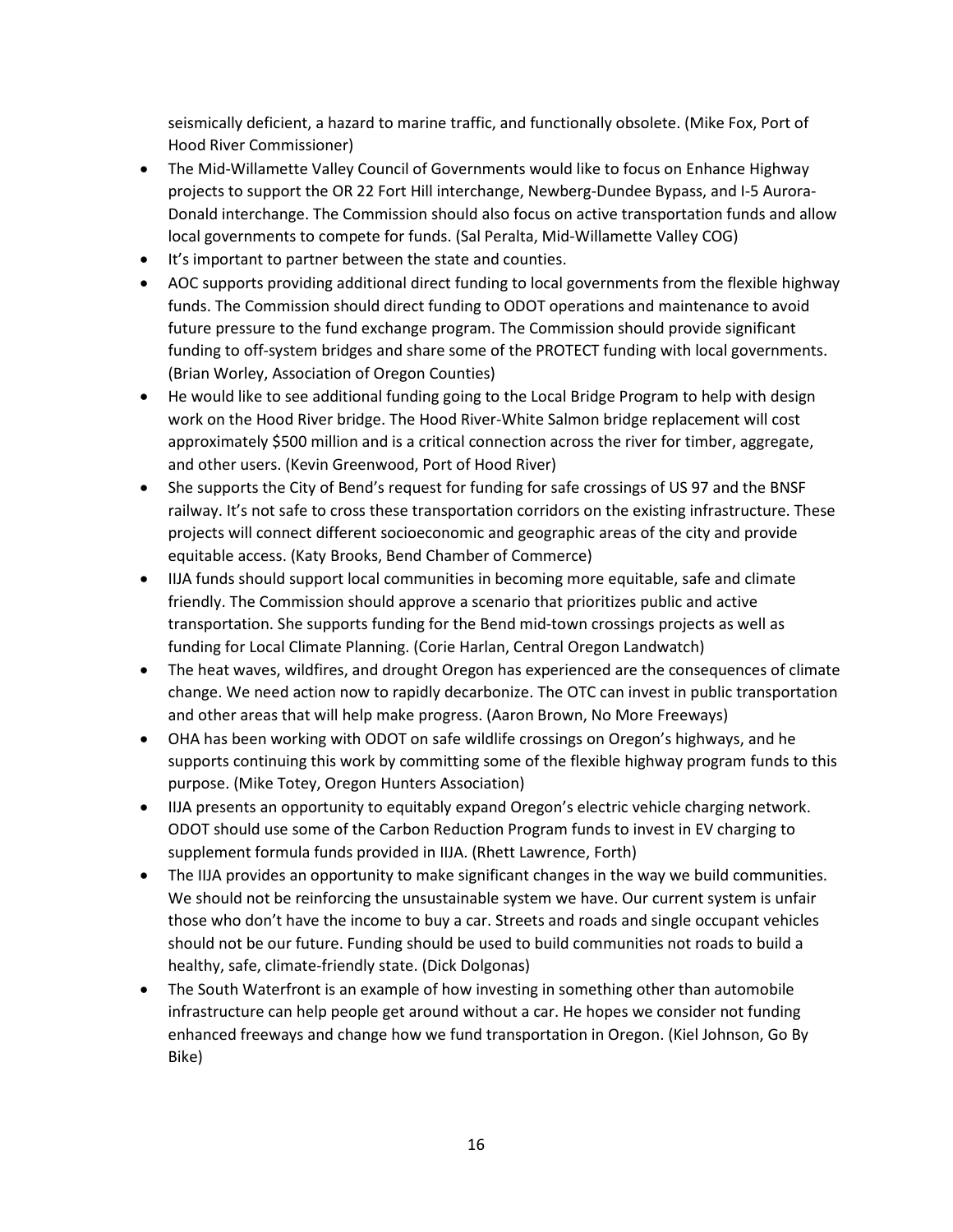seismically deficient, a hazard to marine traffic, and functionally obsolete. (Mike Fox, Port of Hood River Commissioner)

- The Mid-Willamette Valley Council of Governments would like to focus on Enhance Highway projects to support the OR 22 Fort Hill interchange, Newberg-Dundee Bypass, and I-5 Aurora-Donald interchange. The Commission should also focus on active transportation funds and allow local governments to compete for funds. (Sal Peralta, Mid-Willamette Valley COG)
- It's important to partner between the state and counties.
- AOC supports providing additional direct funding to local governments from the flexible highway funds. The Commission should direct funding to ODOT operations and maintenance to avoid future pressure to the fund exchange program. The Commission should provide significant funding to off-system bridges and share some of the PROTECT funding with local governments. (Brian Worley, Association of Oregon Counties)
- He would like to see additional funding going to the Local Bridge Program to help with design work on the Hood River bridge. The Hood River-White Salmon bridge replacement will cost approximately $500 million and is a critical connection across the river for timber, aggregate, and other users. (Kevin Greenwood, Port of Hood River)
- She supports the City of Bend's request for funding for safe crossings of US 97 and the BNSF railway. It's not safe to cross these transportation corridors on the existing infrastructure. These projects will connect different socioeconomic and geographic areas of the city and provide equitable access. (Katy Brooks, Bend Chamber of Commerce)
- IIJA funds should support local communities in becoming more equitable, safe and climate friendly. The Commission should approve a scenario that prioritizes public and active transportation. She supports funding for the Bend mid-town crossings projects as well as funding for Local Climate Planning. (Corie Harlan, Central Oregon Landwatch)
- The heat waves, wildfires, and drought Oregon has experienced are the consequences of climate change. We need action now to rapidly decarbonize. The OTC can invest in public transportation and other areas that will help make progress. (Aaron Brown, No More Freeways)
- OHA has been working with ODOT on safe wildlife crossings on Oregon's highways, and he supports continuing this work by committing some of the flexible highway program funds to this purpose. (Mike Totey, Oregon Hunters Association)
- IIJA presents an opportunity to equitably expand Oregon's electric vehicle charging network. ODOT should use some of the Carbon Reduction Program funds to invest in EV charging to supplement formula funds provided in IIJA. (Rhett Lawrence, Forth)
- The IIJA provides an opportunity to make significant changes in the way we build communities. We should not be reinforcing the unsustainable system we have. Our current system is unfair those who don't have the income to buy a car. Streets and roads and single occupant vehicles should not be our future. Funding should be used to build communities not roads to build a healthy, safe, climate-friendly state. (Dick Dolgonas)
- The South Waterfront is an example of how investing in something other than automobile infrastructure can help people get around without a car. He hopes we consider not funding enhanced freeways and change how we fund transportation in Oregon. (Kiel Johnson, Go By Bike)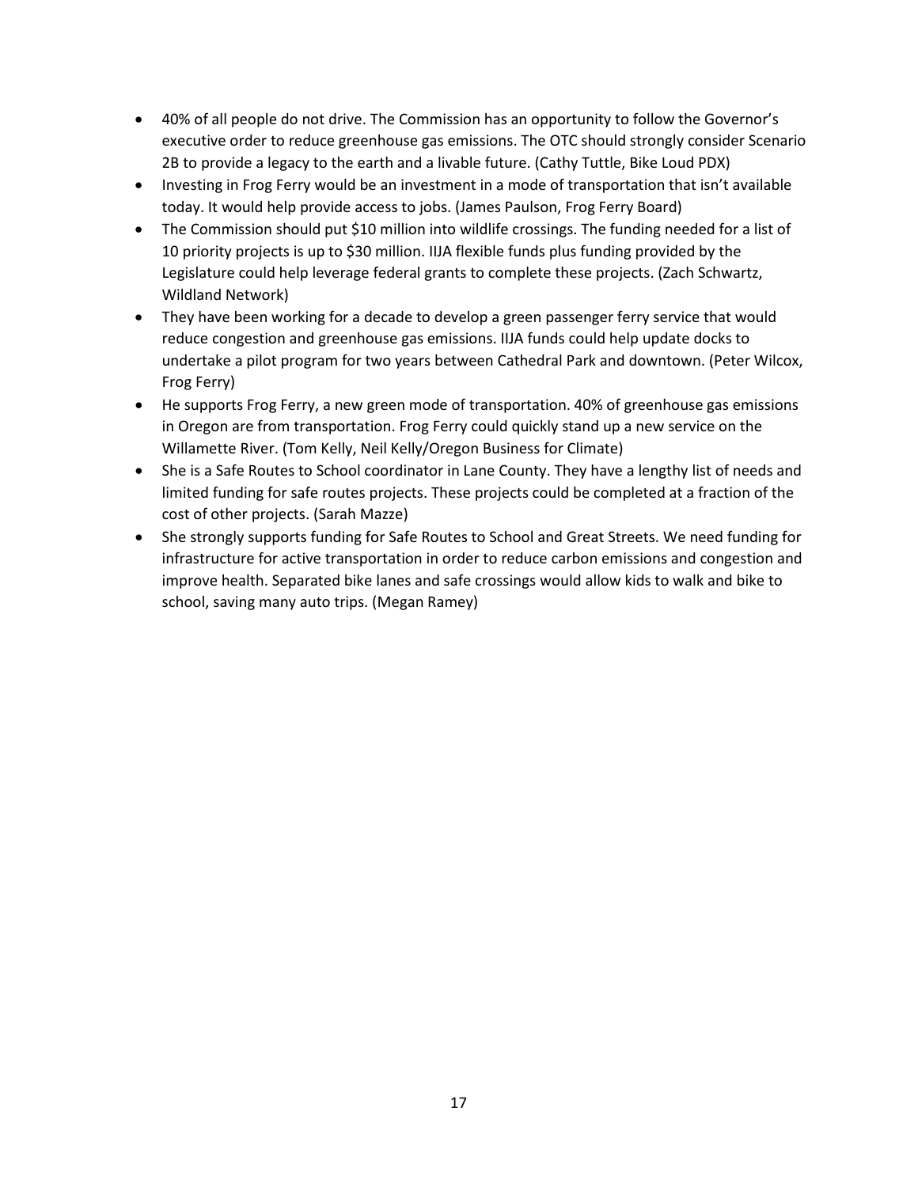- 40% of all people do not drive. The Commission has an opportunity to follow the Governor's executive order to reduce greenhouse gas emissions. The OTC should strongly consider Scenario 2B to provide a legacy to the earth and a livable future. (Cathy Tuttle, Bike Loud PDX)
- Investing in Frog Ferry would be an investment in a mode of transportation that isn't available today. It would help provide access to jobs. (James Paulson, Frog Ferry Board)
- The Commission should put $10 million into wildlife crossings. The funding needed for a list of 10 priority projects is up to $30 million. IIJA flexible funds plus funding provided by the Legislature could help leverage federal grants to complete these projects. (Zach Schwartz, Wildland Network)
- They have been working for a decade to develop a green passenger ferry service that would reduce congestion and greenhouse gas emissions. IIJA funds could help update docks to undertake a pilot program for two years between Cathedral Park and downtown. (Peter Wilcox, Frog Ferry)
- He supports Frog Ferry, a new green mode of transportation. 40% of greenhouse gas emissions in Oregon are from transportation. Frog Ferry could quickly stand up a new service on the Willamette River. (Tom Kelly, Neil Kelly/Oregon Business for Climate)
- She is a Safe Routes to School coordinator in Lane County. They have a lengthy list of needs and limited funding for safe routes projects. These projects could be completed at a fraction of the cost of other projects. (Sarah Mazze)
- She strongly supports funding for Safe Routes to School and Great Streets. We need funding for infrastructure for active transportation in order to reduce carbon emissions and congestion and improve health. Separated bike lanes and safe crossings would allow kids to walk and bike to school, saving many auto trips. (Megan Ramey)